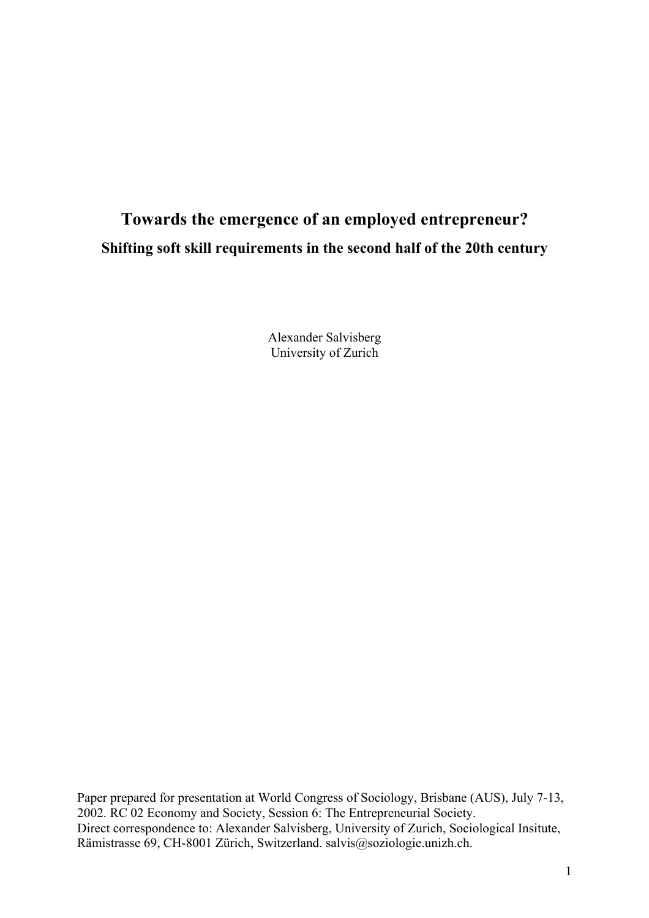# Towards the emergence of an employed entrepreneur?

## Shifting soft skill requirements in the second half of the 20th century

Alexander Salvisberg
University of Zurich

Paper prepared for presentation at World Congress of Sociology, Brisbane (AUS), July 7-13, 2002. RC 02 Economy and Society, Session 6: The Entrepreneurial Society.
Direct correspondence to: Alexander Salvisberg, University of Zurich, Sociological Insitute, Rämistrasse 69, CH-8001 Zürich, Switzerland. salvis@soziologie.unizh.ch.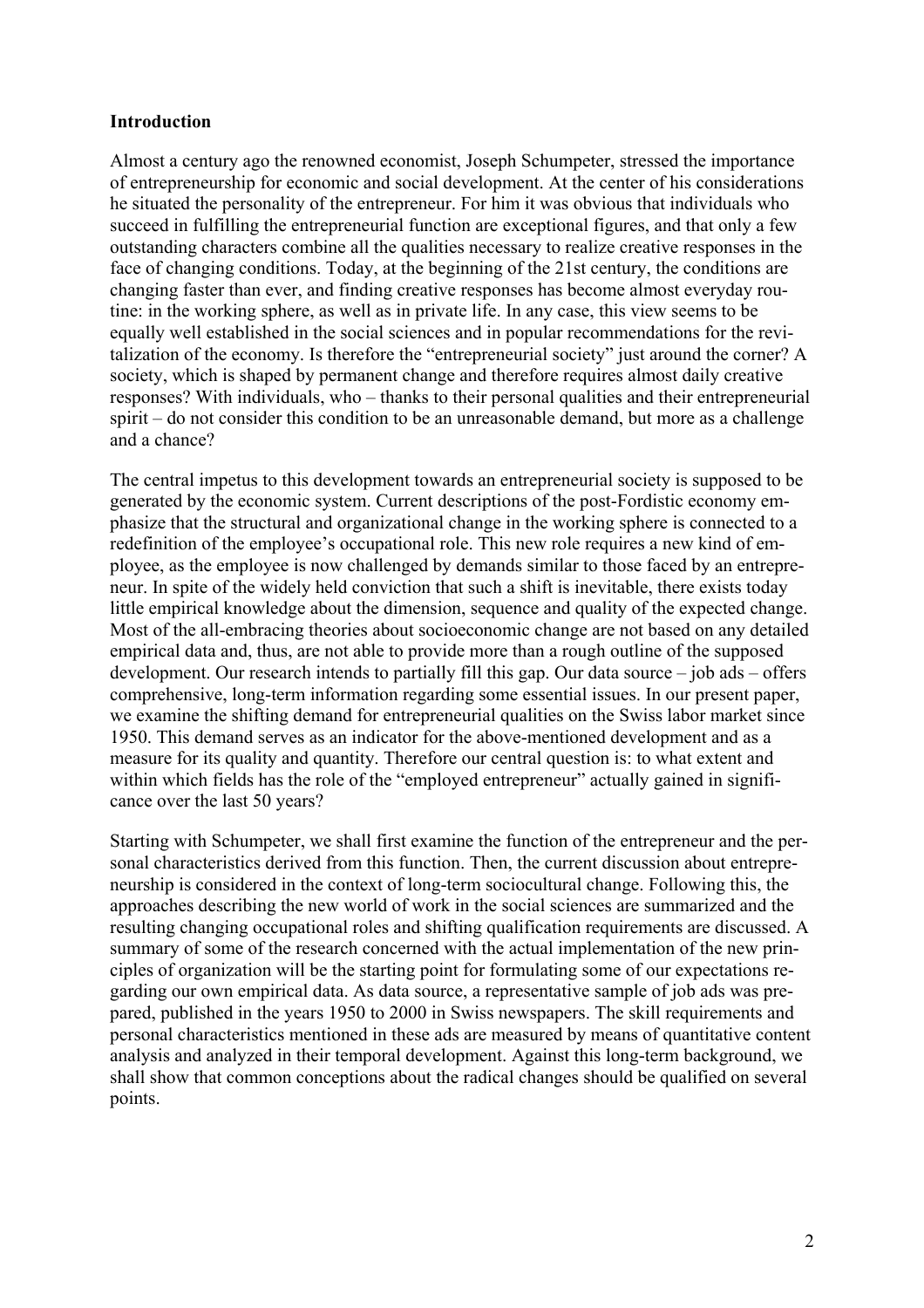**Introduction**

Almost a century ago the renowned economist, Joseph Schumpeter, stressed the importance of entrepreneurship for economic and social development. At the center of his considerations he situated the personality of the entrepreneur. For him it was obvious that individuals who succeed in fulfilling the entrepreneurial function are exceptional figures, and that only a few outstanding characters combine all the qualities necessary to realize creative responses in the face of changing conditions. Today, at the beginning of the 21st century, the conditions are changing faster than ever, and finding creative responses has become almost everyday routine: in the working sphere, as well as in private life. In any case, this view seems to be equally well established in the social sciences and in popular recommendations for the revitalization of the economy. Is therefore the "entrepreneurial society" just around the corner? A society, which is shaped by permanent change and therefore requires almost daily creative responses? With individuals, who – thanks to their personal qualities and their entrepreneurial spirit – do not consider this condition to be an unreasonable demand, but more as a challenge and a chance?

The central impetus to this development towards an entrepreneurial society is supposed to be generated by the economic system. Current descriptions of the post-Fordistic economy emphasize that the structural and organizational change in the working sphere is connected to a redefinition of the employee's occupational role. This new role requires a new kind of employee, as the employee is now challenged by demands similar to those faced by an entrepreneur. In spite of the widely held conviction that such a shift is inevitable, there exists today little empirical knowledge about the dimension, sequence and quality of the expected change. Most of the all-embracing theories about socioeconomic change are not based on any detailed empirical data and, thus, are not able to provide more than a rough outline of the supposed development. Our research intends to partially fill this gap. Our data source – job ads – offers comprehensive, long-term information regarding some essential issues. In our present paper, we examine the shifting demand for entrepreneurial qualities on the Swiss labor market since 1950. This demand serves as an indicator for the above-mentioned development and as a measure for its quality and quantity. Therefore our central question is: to what extent and within which fields has the role of the "employed entrepreneur" actually gained in significance over the last 50 years?

Starting with Schumpeter, we shall first examine the function of the entrepreneur and the personal characteristics derived from this function. Then, the current discussion about entrepreneurship is considered in the context of long-term sociocultural change. Following this, the approaches describing the new world of work in the social sciences are summarized and the resulting changing occupational roles and shifting qualification requirements are discussed. A summary of some of the research concerned with the actual implementation of the new principles of organization will be the starting point for formulating some of our expectations regarding our own empirical data. As data source, a representative sample of job ads was prepared, published in the years 1950 to 2000 in Swiss newspapers. The skill requirements and personal characteristics mentioned in these ads are measured by means of quantitative content analysis and analyzed in their temporal development. Against this long-term background, we shall show that common conceptions about the radical changes should be qualified on several points.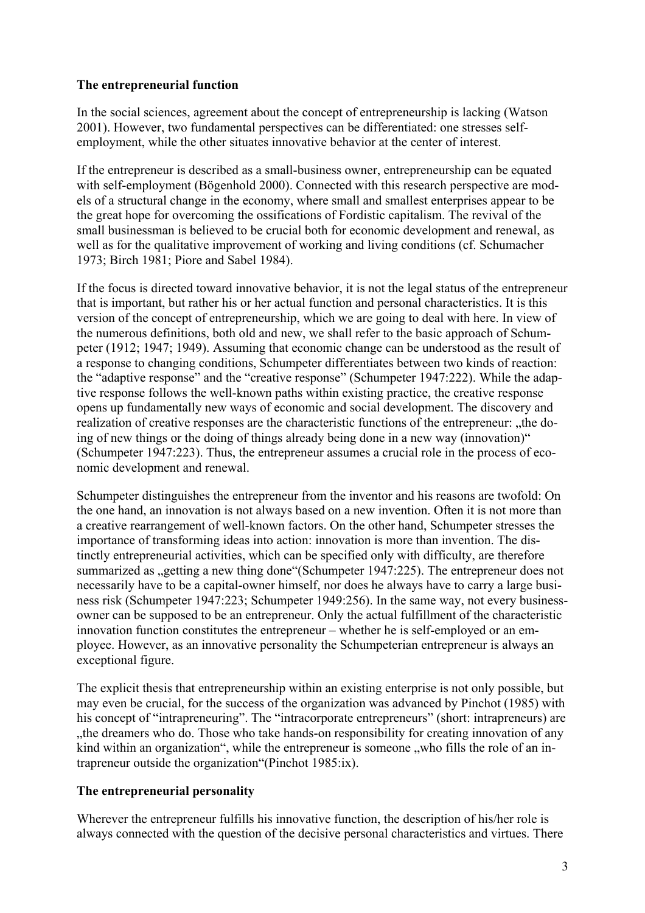## The entrepreneurial function

In the social sciences, agreement about the concept of entrepreneurship is lacking (Watson 2001). However, two fundamental perspectives can be differentiated: one stresses self-employment, while the other situates innovative behavior at the center of interest.

If the entrepreneur is described as a small-business owner, entrepreneurship can be equated with self-employment (Bögenhold 2000). Connected with this research perspective are models of a structural change in the economy, where small and smallest enterprises appear to be the great hope for overcoming the ossifications of Fordistic capitalism. The revival of the small businessman is believed to be crucial both for economic development and renewal, as well as for the qualitative improvement of working and living conditions (cf. Schumacher 1973; Birch 1981; Piore and Sabel 1984).

If the focus is directed toward innovative behavior, it is not the legal status of the entrepreneur that is important, but rather his or her actual function and personal characteristics. It is this version of the concept of entrepreneurship, which we are going to deal with here. In view of the numerous definitions, both old and new, we shall refer to the basic approach of Schumpeter (1912; 1947; 1949). Assuming that economic change can be understood as the result of a response to changing conditions, Schumpeter differentiates between two kinds of reaction: the "adaptive response" and the "creative response" (Schumpeter 1947:222). While the adaptive response follows the well-known paths within existing practice, the creative response opens up fundamentally new ways of economic and social development. The discovery and realization of creative responses are the characteristic functions of the entrepreneur: „the doing of new things or the doing of things already being done in a new way (innovation)" (Schumpeter 1947:223). Thus, the entrepreneur assumes a crucial role in the process of economic development and renewal.

Schumpeter distinguishes the entrepreneur from the inventor and his reasons are twofold: On the one hand, an innovation is not always based on a new invention. Often it is not more than a creative rearrangement of well-known factors. On the other hand, Schumpeter stresses the importance of transforming ideas into action: innovation is more than invention. The distinctly entrepreneurial activities, which can be specified only with difficulty, are therefore summarized as „getting a new thing done"(Schumpeter 1947:225). The entrepreneur does not necessarily have to be a capital-owner himself, nor does he always have to carry a large business risk (Schumpeter 1947:223; Schumpeter 1949:256). In the same way, not every business-owner can be supposed to be an entrepreneur. Only the actual fulfillment of the characteristic innovation function constitutes the entrepreneur – whether he is self-employed or an employee. However, as an innovative personality the Schumpeterian entrepreneur is always an exceptional figure.

The explicit thesis that entrepreneurship within an existing enterprise is not only possible, but may even be crucial, for the success of the organization was advanced by Pinchot (1985) with his concept of "intrapreneuring". The "intracorporate entrepreneurs" (short: intrapreneurs) are „the dreamers who do. Those who take hands-on responsibility for creating innovation of any kind within an organization", while the entrepreneur is someone „who fills the role of an intrapreneur outside the organization"(Pinchot 1985:ix).

## The entrepreneurial personality

Wherever the entrepreneur fulfills his innovative function, the description of his/her role is always connected with the question of the decisive personal characteristics and virtues. There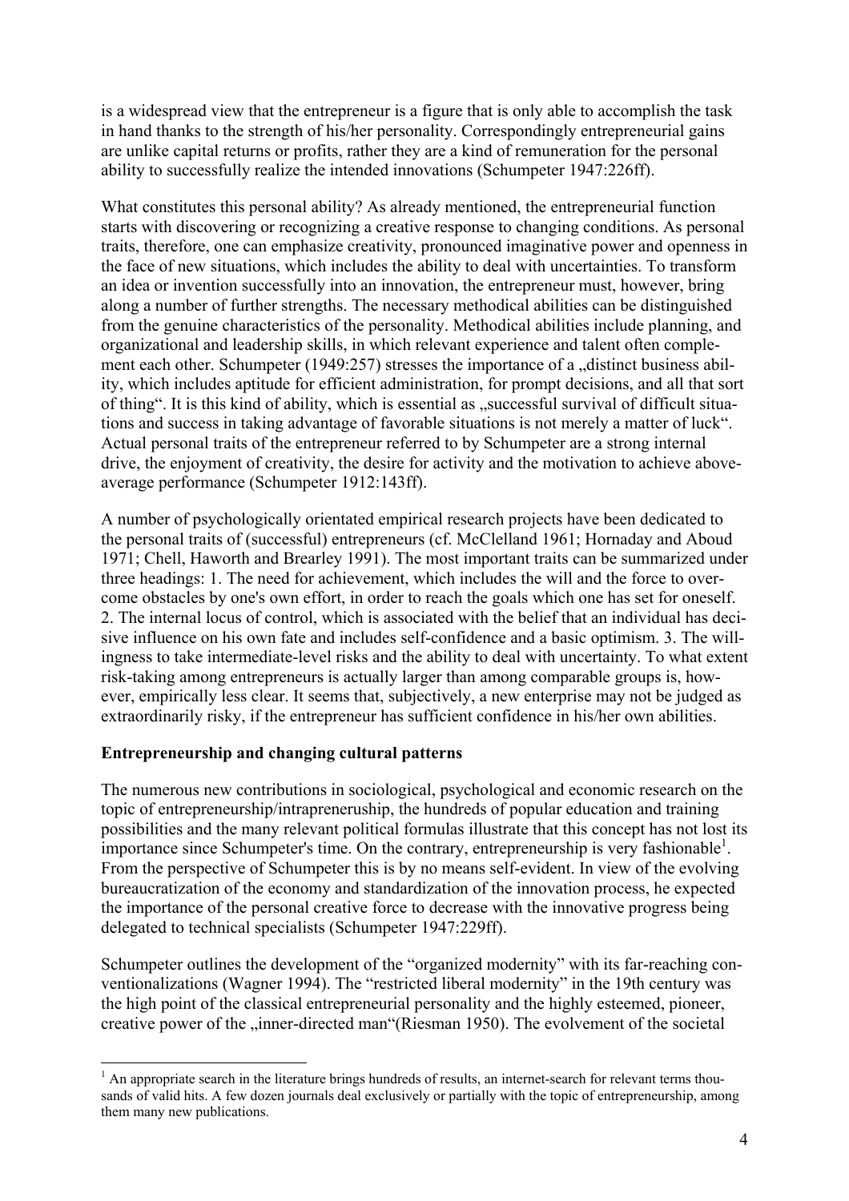is a widespread view that the entrepreneur is a figure that is only able to accomplish the task in hand thanks to the strength of his/her personality. Correspondingly entrepreneurial gains are unlike capital returns or profits, rather they are a kind of remuneration for the personal ability to successfully realize the intended innovations (Schumpeter 1947:226ff).

What constitutes this personal ability? As already mentioned, the entrepreneurial function starts with discovering or recognizing a creative response to changing conditions. As personal traits, therefore, one can emphasize creativity, pronounced imaginative power and openness in the face of new situations, which includes the ability to deal with uncertainties. To transform an idea or invention successfully into an innovation, the entrepreneur must, however, bring along a number of further strengths. The necessary methodical abilities can be distinguished from the genuine characteristics of the personality. Methodical abilities include planning, and organizational and leadership skills, in which relevant experience and talent often complement each other. Schumpeter (1949:257) stresses the importance of a „distinct business ability, which includes aptitude for efficient administration, for prompt decisions, and all that sort of thing". It is this kind of ability, which is essential as „successful survival of difficult situations and success in taking advantage of favorable situations is not merely a matter of luck". Actual personal traits of the entrepreneur referred to by Schumpeter are a strong internal drive, the enjoyment of creativity, the desire for activity and the motivation to achieve above-average performance (Schumpeter 1912:143ff).

A number of psychologically orientated empirical research projects have been dedicated to the personal traits of (successful) entrepreneurs (cf. McClelland 1961; Hornaday and Aboud 1971; Chell, Haworth and Brearley 1991). The most important traits can be summarized under three headings: 1. The need for achievement, which includes the will and the force to overcome obstacles by one's own effort, in order to reach the goals which one has set for oneself. 2. The internal locus of control, which is associated with the belief that an individual has decisive influence on his own fate and includes self-confidence and a basic optimism. 3. The willingness to take intermediate-level risks and the ability to deal with uncertainty. To what extent risk-taking among entrepreneurs is actually larger than among comparable groups is, however, empirically less clear. It seems that, subjectively, a new enterprise may not be judged as extraordinarily risky, if the entrepreneur has sufficient confidence in his/her own abilities.

**Entrepreneurship and changing cultural patterns**

The numerous new contributions in sociological, psychological and economic research on the topic of entrepreneurship/intrapreneruship, the hundreds of popular education and training possibilities and the many relevant political formulas illustrate that this concept has not lost its importance since Schumpeter's time. On the contrary, entrepreneurship is very fashionable[1]. From the perspective of Schumpeter this is by no means self-evident. In view of the evolving bureaucratization of the economy and standardization of the innovation process, he expected the importance of the personal creative force to decrease with the innovative progress being delegated to technical specialists (Schumpeter 1947:229ff).

Schumpeter outlines the development of the "organized modernity" with its far-reaching conventionalizations (Wagner 1994). The "restricted liberal modernity" in the 19th century was the high point of the classical entrepreneurial personality and the highly esteemed, pioneer, creative power of the „inner-directed man"(Riesman 1950). The evolvement of the societal

[1] An appropriate search in the literature brings hundreds of results, an internet-search for relevant terms thousands of valid hits. A few dozen journals deal exclusively or partially with the topic of entrepreneurship, among them many new publications.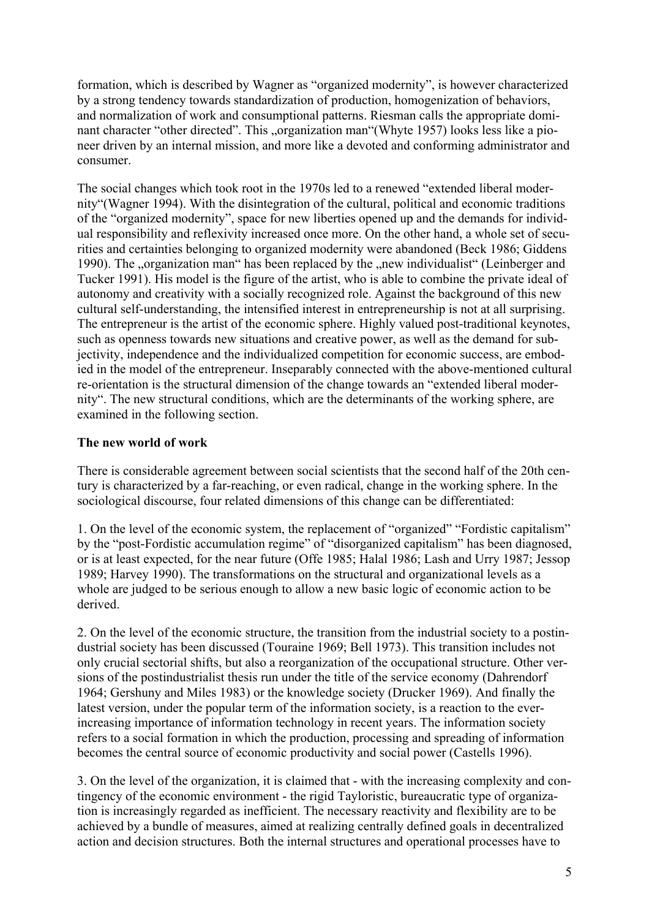formation, which is described by Wagner as "organized modernity", is however characterized by a strong tendency towards standardization of production, homogenization of behaviors, and normalization of work and consumptional patterns. Riesman calls the appropriate dominant character "other directed". This „organization man"(Whyte 1957) looks less like a pioneer driven by an internal mission, and more like a devoted and conforming administrator and consumer.

The social changes which took root in the 1970s led to a renewed "extended liberal modernity"(Wagner 1994). With the disintegration of the cultural, political and economic traditions of the "organized modernity", space for new liberties opened up and the demands for individual responsibility and reflexivity increased once more. On the other hand, a whole set of securities and certainties belonging to organized modernity were abandoned (Beck 1986; Giddens 1990). The „organization man" has been replaced by the „new individualist" (Leinberger and Tucker 1991). His model is the figure of the artist, who is able to combine the private ideal of autonomy and creativity with a socially recognized role. Against the background of this new cultural self-understanding, the intensified interest in entrepreneurship is not at all surprising. The entrepreneur is the artist of the economic sphere. Highly valued post-traditional keynotes, such as openness towards new situations and creative power, as well as the demand for subjectivity, independence and the individualized competition for economic success, are embodied in the model of the entrepreneur. Inseparably connected with the above-mentioned cultural re-orientation is the structural dimension of the change towards an "extended liberal modernity". The new structural conditions, which are the determinants of the working sphere, are examined in the following section.

**The new world of work**

There is considerable agreement between social scientists that the second half of the 20th century is characterized by a far-reaching, or even radical, change in the working sphere. In the sociological discourse, four related dimensions of this change can be differentiated:

1. On the level of the economic system, the replacement of "organized" "Fordistic capitalism" by the "post-Fordistic accumulation regime" of "disorganized capitalism" has been diagnosed, or is at least expected, for the near future (Offe 1985; Halal 1986; Lash and Urry 1987; Jessop 1989; Harvey 1990). The transformations on the structural and organizational levels as a whole are judged to be serious enough to allow a new basic logic of economic action to be derived.

2. On the level of the economic structure, the transition from the industrial society to a postindustrial society has been discussed (Touraine 1969; Bell 1973). This transition includes not only crucial sectorial shifts, but also a reorganization of the occupational structure. Other versions of the postindustrialist thesis run under the title of the service economy (Dahrendorf 1964; Gershuny and Miles 1983) or the knowledge society (Drucker 1969). And finally the latest version, under the popular term of the information society, is a reaction to the ever-increasing importance of information technology in recent years. The information society refers to a social formation in which the production, processing and spreading of information becomes the central source of economic productivity and social power (Castells 1996).

3. On the level of the organization, it is claimed that - with the increasing complexity and contingency of the economic environment - the rigid Tayloristic, bureaucratic type of organization is increasingly regarded as inefficient. The necessary reactivity and flexibility are to be achieved by a bundle of measures, aimed at realizing centrally defined goals in decentralized action and decision structures. Both the internal structures and operational processes have to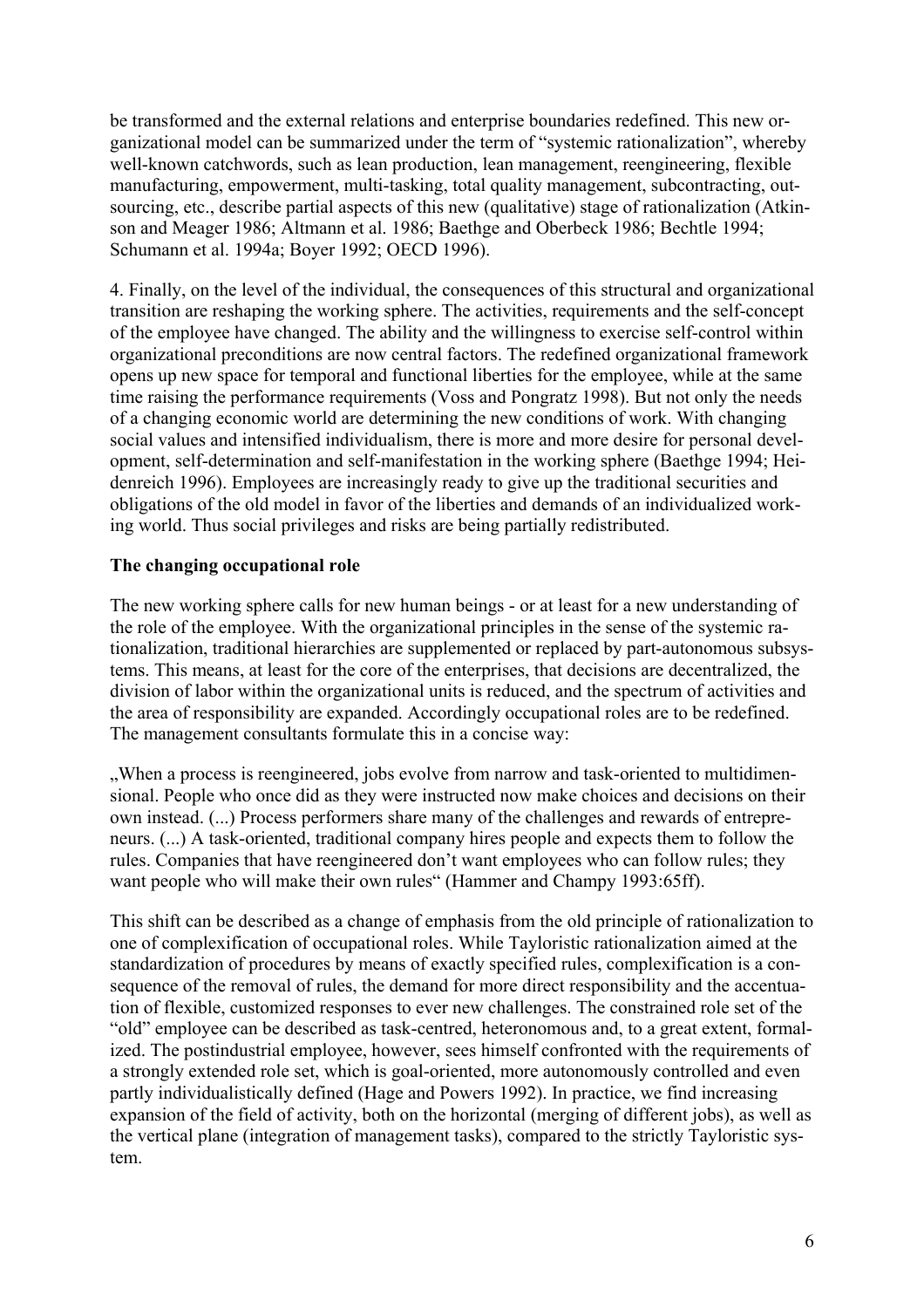be transformed and the external relations and enterprise boundaries redefined. This new organizational model can be summarized under the term of "systemic rationalization", whereby well-known catchwords, such as lean production, lean management, reengineering, flexible manufacturing, empowerment, multi-tasking, total quality management, subcontracting, outsourcing, etc., describe partial aspects of this new (qualitative) stage of rationalization (Atkinson and Meager 1986; Altmann et al. 1986; Baethge and Oberbeck 1986; Bechtle 1994; Schumann et al. 1994a; Boyer 1992; OECD 1996).

4. Finally, on the level of the individual, the consequences of this structural and organizational transition are reshaping the working sphere. The activities, requirements and the self-concept of the employee have changed. The ability and the willingness to exercise self-control within organizational preconditions are now central factors. The redefined organizational framework opens up new space for temporal and functional liberties for the employee, while at the same time raising the performance requirements (Voss and Pongratz 1998). But not only the needs of a changing economic world are determining the new conditions of work. With changing social values and intensified individualism, there is more and more desire for personal development, self-determination and self-manifestation in the working sphere (Baethge 1994; Heidenreich 1996). Employees are increasingly ready to give up the traditional securities and obligations of the old model in favor of the liberties and demands of an individualized working world. Thus social privileges and risks are being partially redistributed.

## The changing occupational role

The new working sphere calls for new human beings - or at least for a new understanding of the role of the employee. With the organizational principles in the sense of the systemic rationalization, traditional hierarchies are supplemented or replaced by part-autonomous subsystems. This means, at least for the core of the enterprises, that decisions are decentralized, the division of labor within the organizational units is reduced, and the spectrum of activities and the area of responsibility are expanded. Accordingly occupational roles are to be redefined. The management consultants formulate this in a concise way:

„When a process is reengineered, jobs evolve from narrow and task-oriented to multidimensional. People who once did as they were instructed now make choices and decisions on their own instead. (...) Process performers share many of the challenges and rewards of entrepreneurs. (...) A task-oriented, traditional company hires people and expects them to follow the rules. Companies that have reengineered don't want employees who can follow rules; they want people who will make their own rules" (Hammer and Champy 1993:65ff).

This shift can be described as a change of emphasis from the old principle of rationalization to one of complexification of occupational roles. While Tayloristic rationalization aimed at the standardization of procedures by means of exactly specified rules, complexification is a consequence of the removal of rules, the demand for more direct responsibility and the accentuation of flexible, customized responses to ever new challenges. The constrained role set of the "old" employee can be described as task-centred, heteronomous and, to a great extent, formalized. The postindustrial employee, however, sees himself confronted with the requirements of a strongly extended role set, which is goal-oriented, more autonomously controlled and even partly individualistically defined (Hage and Powers 1992). In practice, we find increasing expansion of the field of activity, both on the horizontal (merging of different jobs), as well as the vertical plane (integration of management tasks), compared to the strictly Tayloristic system.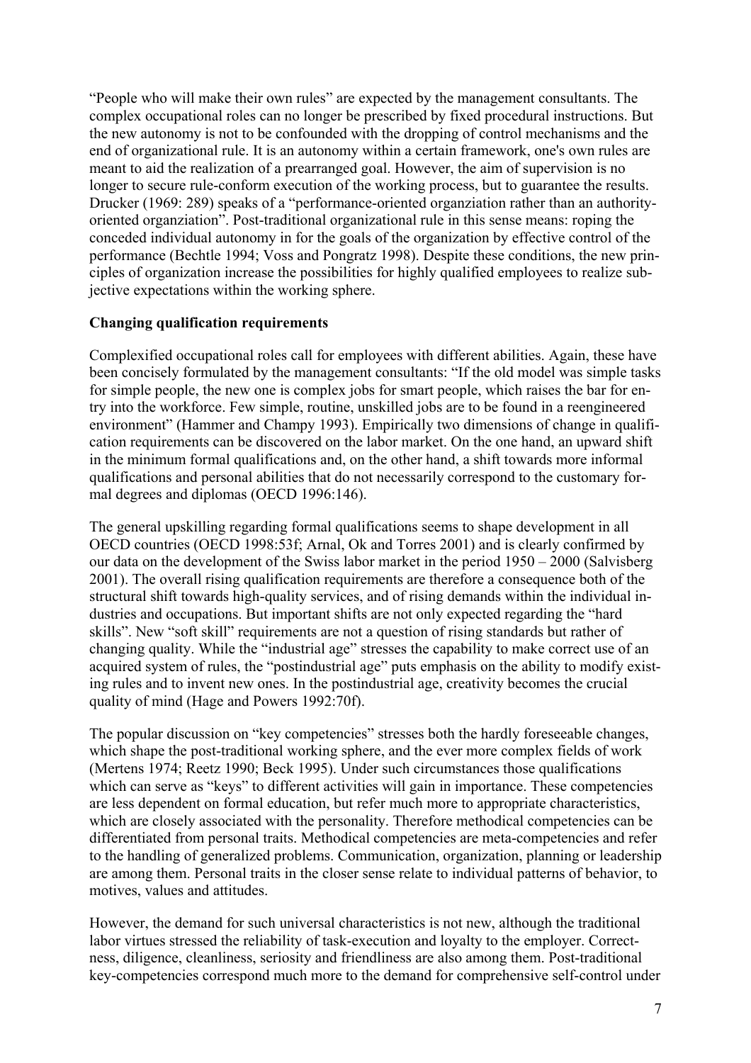"People who will make their own rules" are expected by the management consultants. The complex occupational roles can no longer be prescribed by fixed procedural instructions. But the new autonomy is not to be confounded with the dropping of control mechanisms and the end of organizational rule. It is an autonomy within a certain framework, one's own rules are meant to aid the realization of a prearranged goal. However, the aim of supervision is no longer to secure rule-conform execution of the working process, but to guarantee the results. Drucker (1969: 289) speaks of a "performance-oriented organziation rather than an authority-oriented organziation". Post-traditional organizational rule in this sense means: roping the conceded individual autonomy in for the goals of the organization by effective control of the performance (Bechtle 1994; Voss and Pongratz 1998). Despite these conditions, the new principles of organization increase the possibilities for highly qualified employees to realize subjective expectations within the working sphere.

**Changing qualification requirements**

Complexified occupational roles call for employees with different abilities. Again, these have been concisely formulated by the management consultants: "If the old model was simple tasks for simple people, the new one is complex jobs for smart people, which raises the bar for entry into the workforce. Few simple, routine, unskilled jobs are to be found in a reengineered environment" (Hammer and Champy 1993). Empirically two dimensions of change in qualification requirements can be discovered on the labor market. On the one hand, an upward shift in the minimum formal qualifications and, on the other hand, a shift towards more informal qualifications and personal abilities that do not necessarily correspond to the customary formal degrees and diplomas (OECD 1996:146).

The general upskilling regarding formal qualifications seems to shape development in all OECD countries (OECD 1998:53f; Arnal, Ok and Torres 2001) and is clearly confirmed by our data on the development of the Swiss labor market in the period 1950 – 2000 (Salvisberg 2001). The overall rising qualification requirements are therefore a consequence both of the structural shift towards high-quality services, and of rising demands within the individual industries and occupations. But important shifts are not only expected regarding the "hard skills". New "soft skill" requirements are not a question of rising standards but rather of changing quality. While the "industrial age" stresses the capability to make correct use of an acquired system of rules, the "postindustrial age" puts emphasis on the ability to modify existing rules and to invent new ones. In the postindustrial age, creativity becomes the crucial quality of mind (Hage and Powers 1992:70f).

The popular discussion on "key competencies" stresses both the hardly foreseeable changes, which shape the post-traditional working sphere, and the ever more complex fields of work (Mertens 1974; Reetz 1990; Beck 1995). Under such circumstances those qualifications which can serve as "keys" to different activities will gain in importance. These competencies are less dependent on formal education, but refer much more to appropriate characteristics, which are closely associated with the personality. Therefore methodical competencies can be differentiated from personal traits. Methodical competencies are meta-competencies and refer to the handling of generalized problems. Communication, organization, planning or leadership are among them. Personal traits in the closer sense relate to individual patterns of behavior, to motives, values and attitudes.

However, the demand for such universal characteristics is not new, although the traditional labor virtues stressed the reliability of task-execution and loyalty to the employer. Correctness, diligence, cleanliness, seriosity and friendliness are also among them. Post-traditional key-competencies correspond much more to the demand for comprehensive self-control under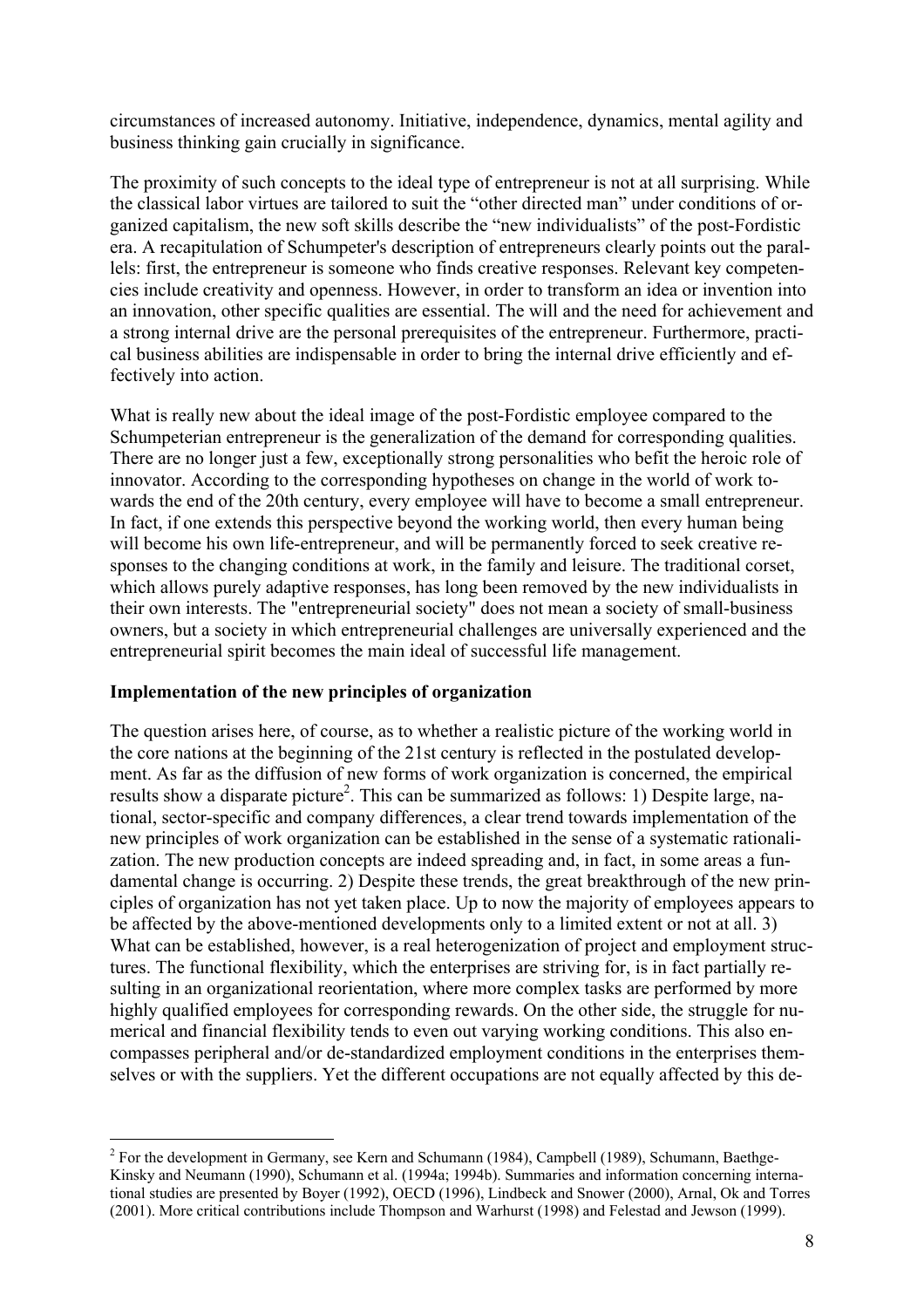circumstances of increased autonomy. Initiative, independence, dynamics, mental agility and business thinking gain crucially in significance.

The proximity of such concepts to the ideal type of entrepreneur is not at all surprising. While the classical labor virtues are tailored to suit the "other directed man" under conditions of organized capitalism, the new soft skills describe the "new individualists" of the post-Fordistic era. A recapitulation of Schumpeter's description of entrepreneurs clearly points out the parallels: first, the entrepreneur is someone who finds creative responses. Relevant key competencies include creativity and openness. However, in order to transform an idea or invention into an innovation, other specific qualities are essential. The will and the need for achievement and a strong internal drive are the personal prerequisites of the entrepreneur. Furthermore, practical business abilities are indispensable in order to bring the internal drive efficiently and effectively into action.

What is really new about the ideal image of the post-Fordistic employee compared to the Schumpeterian entrepreneur is the generalization of the demand for corresponding qualities. There are no longer just a few, exceptionally strong personalities who befit the heroic role of innovator. According to the corresponding hypotheses on change in the world of work towards the end of the 20th century, every employee will have to become a small entrepreneur. In fact, if one extends this perspective beyond the working world, then every human being will become his own life-entrepreneur, and will be permanently forced to seek creative responses to the changing conditions at work, in the family and leisure. The traditional corset, which allows purely adaptive responses, has long been removed by the new individualists in their own interests. The "entrepreneurial society" does not mean a society of small-business owners, but a society in which entrepreneurial challenges are universally experienced and the entrepreneurial spirit becomes the main ideal of successful life management.

**Implementation of the new principles of organization**

The question arises here, of course, as to whether a realistic picture of the working world in the core nations at the beginning of the 21st century is reflected in the postulated development. As far as the diffusion of new forms of work organization is concerned, the empirical results show a disparate picture[2]. This can be summarized as follows: 1) Despite large, national, sector-specific and company differences, a clear trend towards implementation of the new principles of work organization can be established in the sense of a systematic rationalization. The new production concepts are indeed spreading and, in fact, in some areas a fundamental change is occurring. 2) Despite these trends, the great breakthrough of the new principles of organization has not yet taken place. Up to now the majority of employees appears to be affected by the above-mentioned developments only to a limited extent or not at all. 3) What can be established, however, is a real heterogenization of project and employment structures. The functional flexibility, which the enterprises are striving for, is in fact partially resulting in an organizational reorientation, where more complex tasks are performed by more highly qualified employees for corresponding rewards. On the other side, the struggle for numerical and financial flexibility tends to even out varying working conditions. This also encompasses peripheral and/or de-standardized employment conditions in the enterprises themselves or with the suppliers. Yet the different occupations are not equally affected by this de-

---

[2] For the development in Germany, see Kern and Schumann (1984), Campbell (1989), Schumann, Baethge-Kinsky and Neumann (1990), Schumann et al. (1994a; 1994b). Summaries and information concerning international studies are presented by Boyer (1992), OECD (1996), Lindbeck and Snower (2000), Arnal, Ok and Torres (2001). More critical contributions include Thompson and Warhurst (1998) and Felestad and Jewson (1999).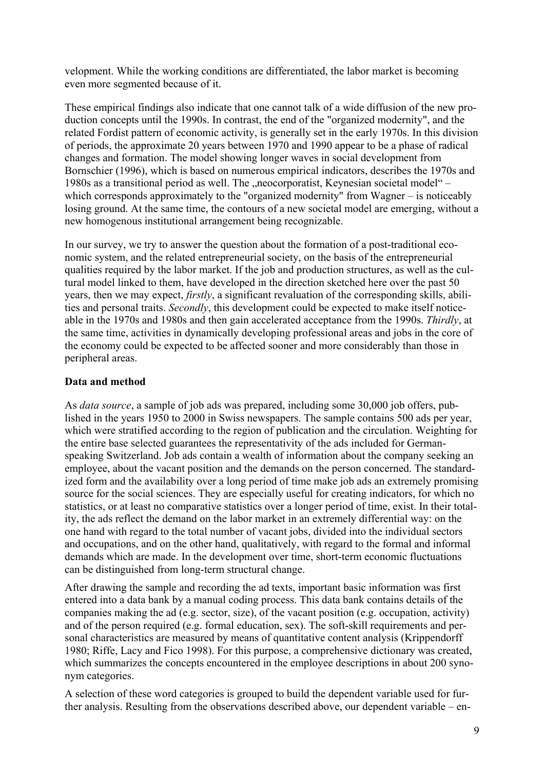velopment. While the working conditions are differentiated, the labor market is becoming even more segmented because of it.

These empirical findings also indicate that one cannot talk of a wide diffusion of the new production concepts until the 1990s. In contrast, the end of the "organized modernity", and the related Fordist pattern of economic activity, is generally set in the early 1970s. In this division of periods, the approximate 20 years between 1970 and 1990 appear to be a phase of radical changes and formation. The model showing longer waves in social development from Bornschier (1996), which is based on numerous empirical indicators, describes the 1970s and 1980s as a transitional period as well. The „neocorporatist, Keynesian societal model" – which corresponds approximately to the "organized modernity" from Wagner – is noticeably losing ground. At the same time, the contours of a new societal model are emerging, without a new homogenous institutional arrangement being recognizable.

In our survey, we try to answer the question about the formation of a post-traditional economic system, and the related entrepreneurial society, on the basis of the entrepreneurial qualities required by the labor market. If the job and production structures, as well as the cultural model linked to them, have developed in the direction sketched here over the past 50 years, then we may expect, *firstly*, a significant revaluation of the corresponding skills, abilities and personal traits. *Secondly*, this development could be expected to make itself noticeable in the 1970s and 1980s and then gain accelerated acceptance from the 1990s. *Thirdly*, at the same time, activities in dynamically developing professional areas and jobs in the core of the economy could be expected to be affected sooner and more considerably than those in peripheral areas.

**Data and method**

As *data source*, a sample of job ads was prepared, including some 30,000 job offers, published in the years 1950 to 2000 in Swiss newspapers. The sample contains 500 ads per year, which were stratified according to the region of publication and the circulation. Weighting for the entire base selected guarantees the representativity of the ads included for German-speaking Switzerland. Job ads contain a wealth of information about the company seeking an employee, about the vacant position and the demands on the person concerned. The standardized form and the availability over a long period of time make job ads an extremely promising source for the social sciences. They are especially useful for creating indicators, for which no statistics, or at least no comparative statistics over a longer period of time, exist. In their totality, the ads reflect the demand on the labor market in an extremely differential way: on the one hand with regard to the total number of vacant jobs, divided into the individual sectors and occupations, and on the other hand, qualitatively, with regard to the formal and informal demands which are made. In the development over time, short-term economic fluctuations can be distinguished from long-term structural change.

After drawing the sample and recording the ad texts, important basic information was first entered into a data bank by a manual coding process. This data bank contains details of the companies making the ad (e.g. sector, size), of the vacant position (e.g. occupation, activity) and of the person required (e.g. formal education, sex). The soft-skill requirements and personal characteristics are measured by means of quantitative content analysis (Krippendorff 1980; Riffe, Lacy and Fico 1998). For this purpose, a comprehensive dictionary was created, which summarizes the concepts encountered in the employee descriptions in about 200 synonym categories.

A selection of these word categories is grouped to build the dependent variable used for further analysis. Resulting from the observations described above, our dependent variable – en-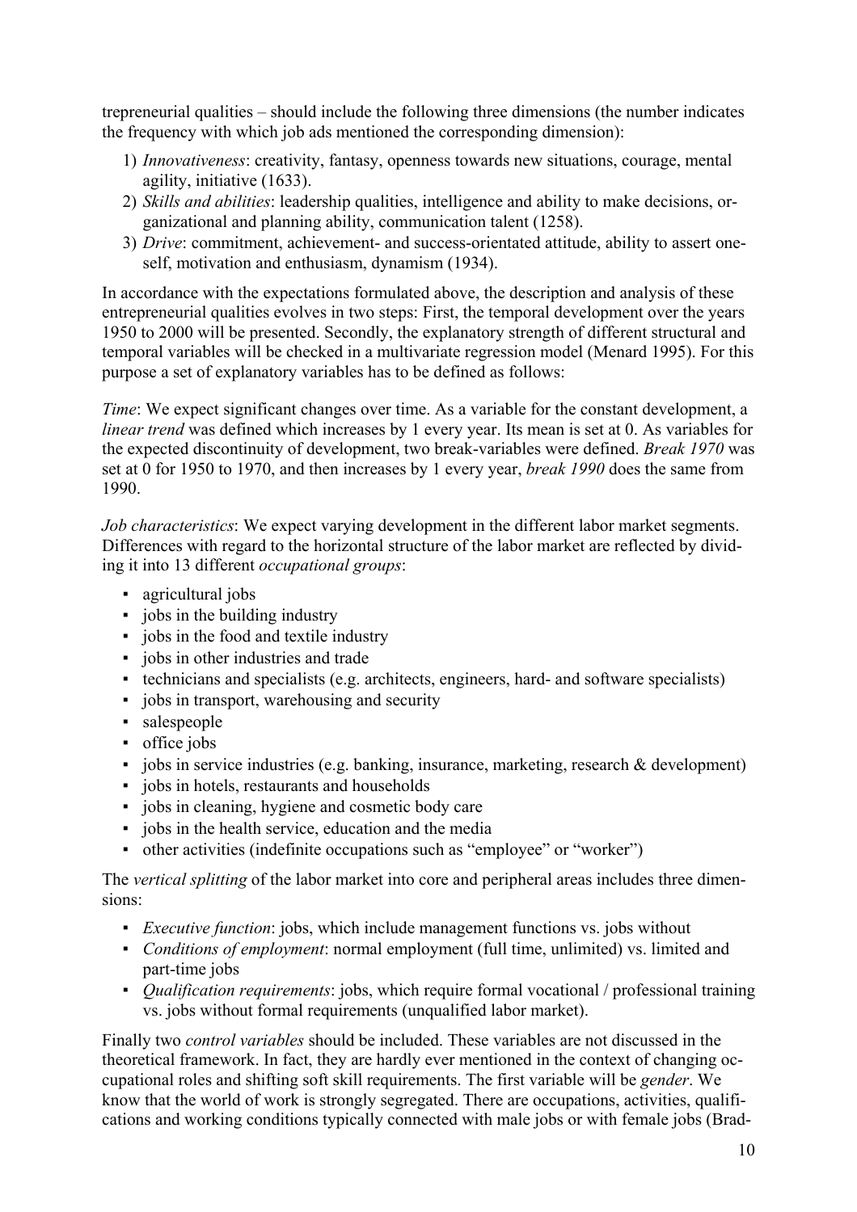trepreneurial qualities – should include the following three dimensions (the number indicates the frequency with which job ads mentioned the corresponding dimension):

1) *Innovativeness*: creativity, fantasy, openness towards new situations, courage, mental agility, initiative (1633).
2) *Skills and abilities*: leadership qualities, intelligence and ability to make decisions, organizational and planning ability, communication talent (1258).
3) *Drive*: commitment, achievement- and success-orientated attitude, ability to assert oneself, motivation and enthusiasm, dynamism (1934).

In accordance with the expectations formulated above, the description and analysis of these entrepreneurial qualities evolves in two steps: First, the temporal development over the years 1950 to 2000 will be presented. Secondly, the explanatory strength of different structural and temporal variables will be checked in a multivariate regression model (Menard 1995). For this purpose a set of explanatory variables has to be defined as follows:

*Time*: We expect significant changes over time. As a variable for the constant development, a *linear trend* was defined which increases by 1 every year. Its mean is set at 0. As variables for the expected discontinuity of development, two break-variables were defined. *Break 1970* was set at 0 for 1950 to 1970, and then increases by 1 every year, *break 1990* does the same from 1990.

*Job characteristics*: We expect varying development in the different labor market segments. Differences with regard to the horizontal structure of the labor market are reflected by dividing it into 13 different *occupational groups*:

- agricultural jobs
- jobs in the building industry
- jobs in the food and textile industry
- jobs in other industries and trade
- technicians and specialists (e.g. architects, engineers, hard- and software specialists)
- jobs in transport, warehousing and security
- salespeople
- office jobs
- jobs in service industries (e.g. banking, insurance, marketing, research & development)
- jobs in hotels, restaurants and households
- jobs in cleaning, hygiene and cosmetic body care
- jobs in the health service, education and the media
- other activities (indefinite occupations such as "employee" or "worker")

The *vertical splitting* of the labor market into core and peripheral areas includes three dimensions:

- *Executive function*: jobs, which include management functions vs. jobs without
- *Conditions of employment*: normal employment (full time, unlimited) vs. limited and part-time jobs
- *Qualification requirements*: jobs, which require formal vocational / professional training vs. jobs without formal requirements (unqualified labor market).

Finally two *control variables* should be included. These variables are not discussed in the theoretical framework. In fact, they are hardly ever mentioned in the context of changing occupational roles and shifting soft skill requirements. The first variable will be *gender*. We know that the world of work is strongly segregated. There are occupations, activities, qualifications and working conditions typically connected with male jobs or with female jobs (Brad-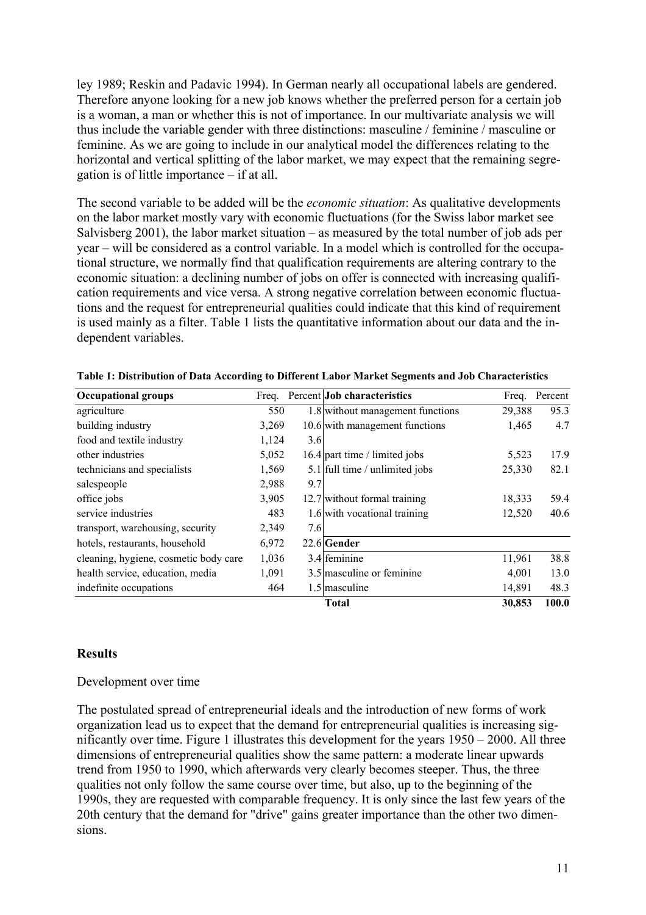ley 1989; Reskin and Padavic 1994). In German nearly all occupational labels are gendered. Therefore anyone looking for a new job knows whether the preferred person for a certain job is a woman, a man or whether this is not of importance. In our multivariate analysis we will thus include the variable gender with three distinctions: masculine / feminine / masculine or feminine. As we are going to include in our analytical model the differences relating to the horizontal and vertical splitting of the labor market, we may expect that the remaining segregation is of little importance – if at all.

The second variable to be added will be the *economic situation*: As qualitative developments on the labor market mostly vary with economic fluctuations (for the Swiss labor market see Salvisberg 2001), the labor market situation – as measured by the total number of job ads per year – will be considered as a control variable. In a model which is controlled for the occupational structure, we normally find that qualification requirements are altering contrary to the economic situation: a declining number of jobs on offer is connected with increasing qualification requirements and vice versa. A strong negative correlation between economic fluctuations and the request for entrepreneurial qualities could indicate that this kind of requirement is used mainly as a filter. Table 1 lists the quantitative information about our data and the independent variables.

**Table 1: Distribution of Data According to Different Labor Market Segments and Job Characteristics**

| **Occupational groups** | Freq. | Percent | **Job characteristics** | Freq. | Percent |
|---|---|---|---|---|---|
| agriculture | 550 | 1.8 | without management functions | 29,388 | 95.3 |
| building industry | 3,269 | 10.6 | with management functions | 1,465 | 4.7 |
| food and textile industry | 1,124 | 3.6 | | | |
| other industries | 5,052 | 16.4 | part time / limited jobs | 5,523 | 17.9 |
| technicians and specialists | 1,569 | 5.1 | full time / unlimited jobs | 25,330 | 82.1 |
| salespeople | 2,988 | 9.7 | | | |
| office jobs | 3,905 | 12.7 | without formal training | 18,333 | 59.4 |
| service industries | 483 | 1.6 | with vocational training | 12,520 | 40.6 |
| transport, warehousing, security | 2,349 | 7.6 | | | |
| hotels, restaurants, household | 6,972 | 22.6 | **Gender** | | |
| cleaning, hygiene, cosmetic body care | 1,036 | 3.4 | feminine | 11,961 | 38.8 |
| health service, education, media | 1,091 | 3.5 | masculine or feminine | 4,001 | 13.0 |
| indefinite occupations | 464 | 1.5 | masculine | 14,891 | 48.3 |
| | | | **Total** | **30,853** | **100.0** |

## Results

Development over time

The postulated spread of entrepreneurial ideals and the introduction of new forms of work organization lead us to expect that the demand for entrepreneurial qualities is increasing significantly over time. Figure 1 illustrates this development for the years 1950 – 2000. All three dimensions of entrepreneurial qualities show the same pattern: a moderate linear upwards trend from 1950 to 1990, which afterwards very clearly becomes steeper. Thus, the three qualities not only follow the same course over time, but also, up to the beginning of the 1990s, they are requested with comparable frequency. It is only since the last few years of the 20th century that the demand for "drive" gains greater importance than the other two dimensions.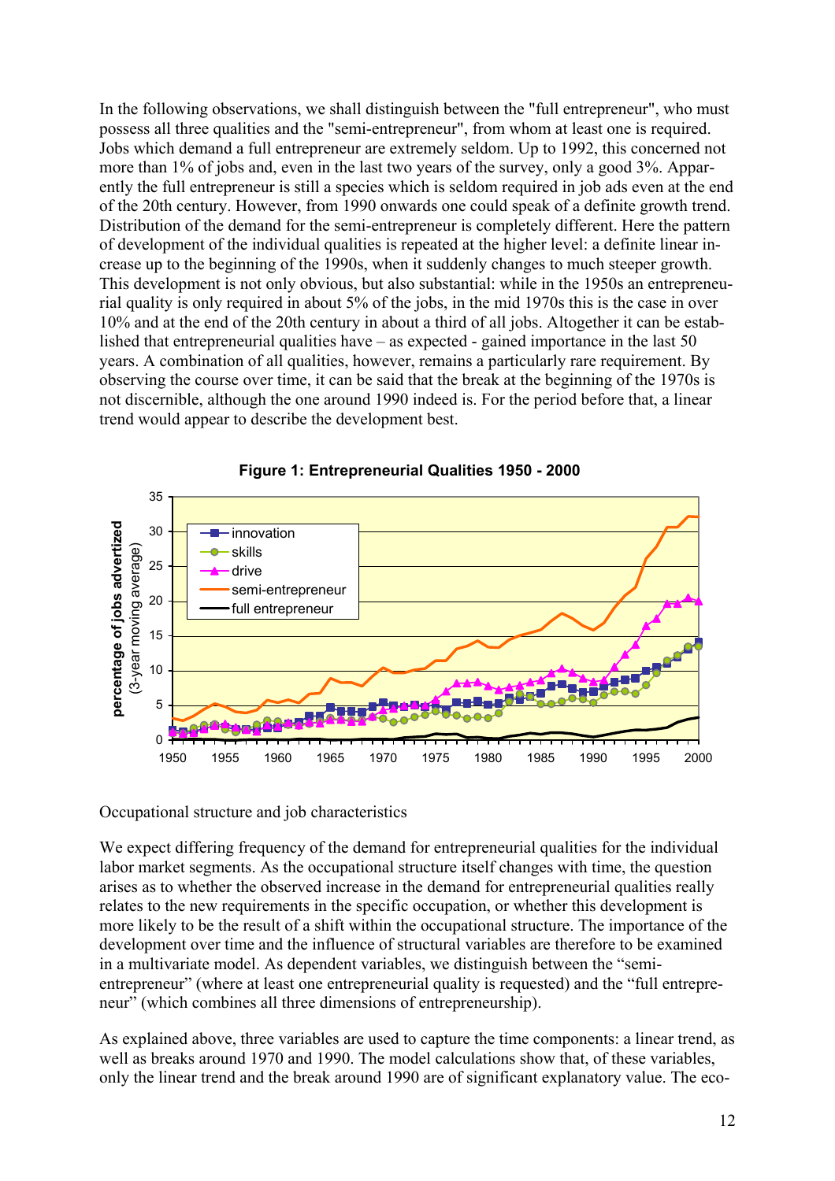In the following observations, we shall distinguish between the "full entrepreneur", who must possess all three qualities and the "semi-entrepreneur", from whom at least one is required. Jobs which demand a full entrepreneur are extremely seldom. Up to 1992, this concerned not more than 1% of jobs and, even in the last two years of the survey, only a good 3%. Apparently the full entrepreneur is still a species which is seldom required in job ads even at the end of the 20th century. However, from 1990 onwards one could speak of a definite growth trend. Distribution of the demand for the semi-entrepreneur is completely different. Here the pattern of development of the individual qualities is repeated at the higher level: a definite linear increase up to the beginning of the 1990s, when it suddenly changes to much steeper growth. This development is not only obvious, but also substantial: while in the 1950s an entrepreneurial quality is only required in about 5% of the jobs, in the mid 1970s this is the case in over 10% and at the end of the 20th century in about a third of all jobs. Altogether it can be established that entrepreneurial qualities have – as expected - gained importance in the last 50 years. A combination of all qualities, however, remains a particularly rare requirement. By observing the course over time, it can be said that the break at the beginning of the 1970s is not discernible, although the one around 1990 indeed is. For the period before that, a linear trend would appear to describe the development best.

**Figure 1: Entrepreneurial Qualities 1950 - 2000**

Occupational structure and job characteristics

We expect differing frequency of the demand for entrepreneurial qualities for the individual labor market segments. As the occupational structure itself changes with time, the question arises as to whether the observed increase in the demand for entrepreneurial qualities really relates to the new requirements in the specific occupation, or whether this development is more likely to be the result of a shift within the occupational structure. The importance of the development over time and the influence of structural variables are therefore to be examined in a multivariate model. As dependent variables, we distinguish between the "semi-entrepreneur" (where at least one entrepreneurial quality is requested) and the "full entrepreneur" (which combines all three dimensions of entrepreneurship).

As explained above, three variables are used to capture the time components: a linear trend, as well as breaks around 1970 and 1990. The model calculations show that, of these variables, only the linear trend and the break around 1990 are of significant explanatory value. The eco-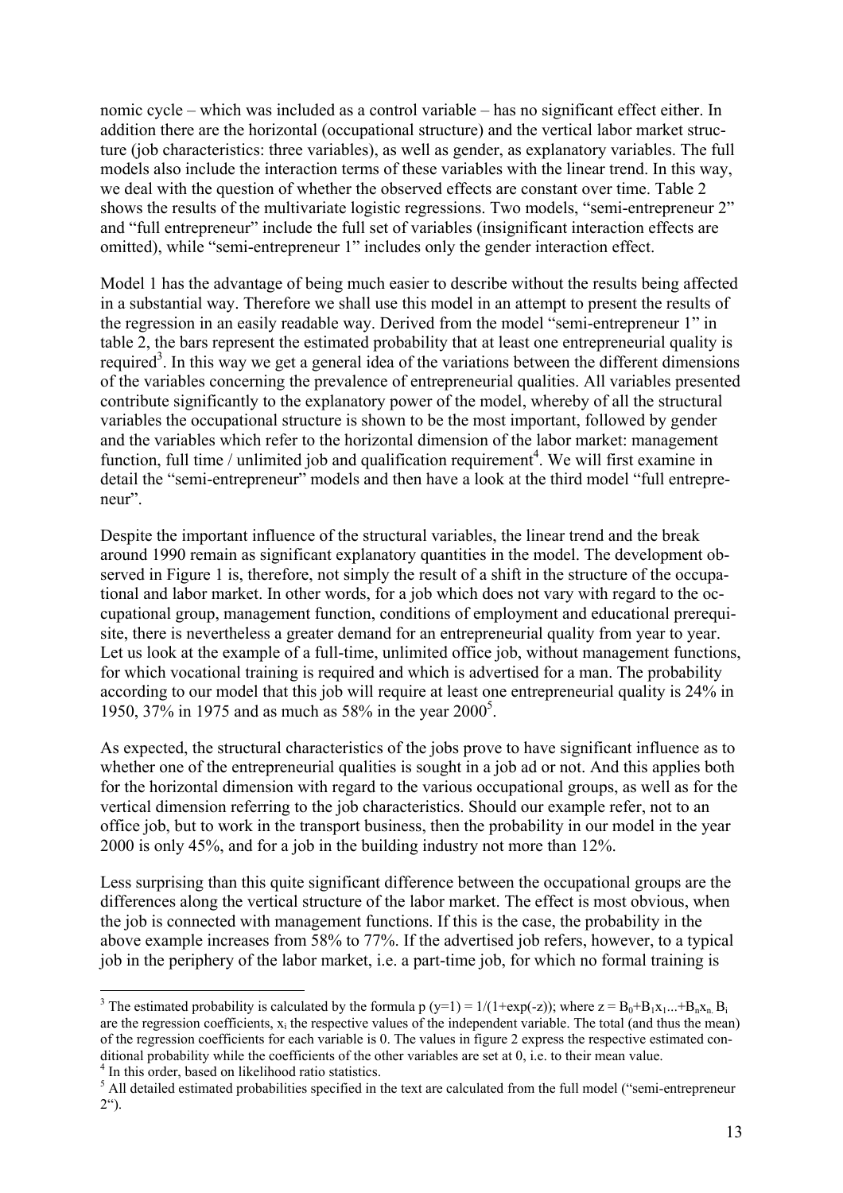nomic cycle – which was included as a control variable – has no significant effect either. In addition there are the horizontal (occupational structure) and the vertical labor market structure (job characteristics: three variables), as well as gender, as explanatory variables. The full models also include the interaction terms of these variables with the linear trend. In this way, we deal with the question of whether the observed effects are constant over time. Table 2 shows the results of the multivariate logistic regressions. Two models, "semi-entrepreneur 2" and "full entrepreneur" include the full set of variables (insignificant interaction effects are omitted), while "semi-entrepreneur 1" includes only the gender interaction effect.

Model 1 has the advantage of being much easier to describe without the results being affected in a substantial way. Therefore we shall use this model in an attempt to present the results of the regression in an easily readable way. Derived from the model "semi-entrepreneur 1" in table 2, the bars represent the estimated probability that at least one entrepreneurial quality is required[3]. In this way we get a general idea of the variations between the different dimensions of the variables concerning the prevalence of entrepreneurial qualities. All variables presented contribute significantly to the explanatory power of the model, whereby of all the structural variables the occupational structure is shown to be the most important, followed by gender and the variables which refer to the horizontal dimension of the labor market: management function, full time / unlimited job and qualification requirement[4]. We will first examine in detail the "semi-entrepreneur" models and then have a look at the third model "full entrepreneur".

Despite the important influence of the structural variables, the linear trend and the break around 1990 remain as significant explanatory quantities in the model. The development observed in Figure 1 is, therefore, not simply the result of a shift in the structure of the occupational and labor market. In other words, for a job which does not vary with regard to the occupational group, management function, conditions of employment and educational prerequisite, there is nevertheless a greater demand for an entrepreneurial quality from year to year. Let us look at the example of a full-time, unlimited office job, without management functions, for which vocational training is required and which is advertised for a man. The probability according to our model that this job will require at least one entrepreneurial quality is 24% in 1950, 37% in 1975 and as much as 58% in the year 2000[5].

As expected, the structural characteristics of the jobs prove to have significant influence as to whether one of the entrepreneurial qualities is sought in a job ad or not. And this applies both for the horizontal dimension with regard to the various occupational groups, as well as for the vertical dimension referring to the job characteristics. Should our example refer, not to an office job, but to work in the transport business, then the probability in our model in the year 2000 is only 45%, and for a job in the building industry not more than 12%.

Less surprising than this quite significant difference between the occupational groups are the differences along the vertical structure of the labor market. The effect is most obvious, when the job is connected with management functions. If this is the case, the probability in the above example increases from 58% to 77%. If the advertised job refers, however, to a typical job in the periphery of the labor market, i.e. a part-time job, for which no formal training is

---

[3] The estimated probability is calculated by the formula $p\,(y=1) = 1/(1+\exp(-z))$; where $z = B_0+B_1x_1...+B_nx_n$. $B_i$ are the regression coefficients, $x_i$ the respective values of the independent variable. The total (and thus the mean) of the regression coefficients for each variable is 0. The values in figure 2 express the respective estimated conditional probability while the coefficients of the other variables are set at 0, i.e. to their mean value.

[4] In this order, based on likelihood ratio statistics.

[5] All detailed estimated probabilities specified in the text are calculated from the full model ("semi-entrepreneur 2").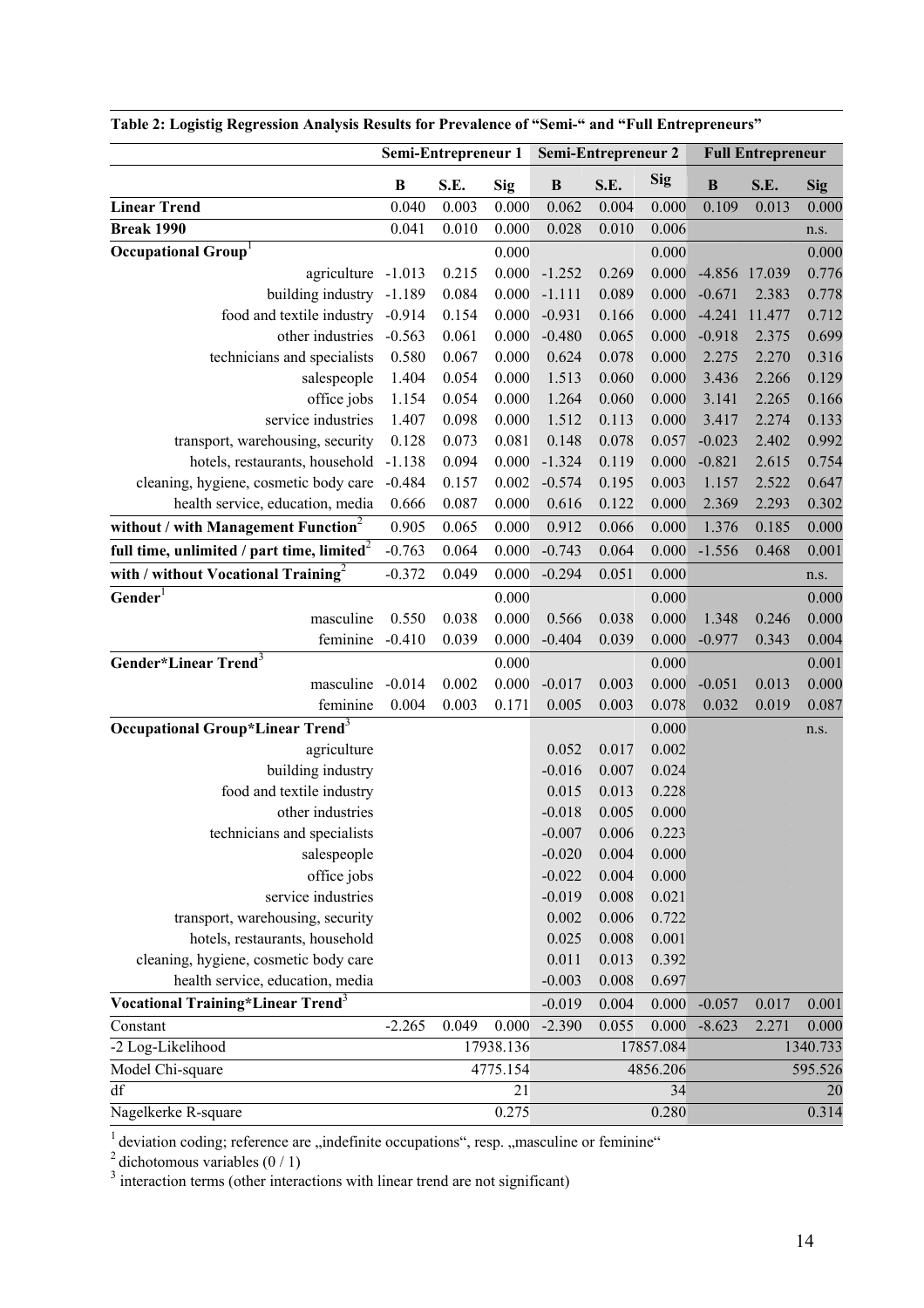**Table 2: Logistig Regression Analysis Results for Prevalence of "Semi-" and "Full Entrepreneurs"**

| | Semi-Entrepreneur 1 | | | Semi-Entrepreneur 2 | | | Full Entrepreneur | | |
|---|---|---|---|---|---|---|---|---|---|
| | **B** | **S.E.** | **Sig** | **B** | **S.E.** | **Sig** | **B** | **S.E.** | **Sig** |
| **Linear Trend** | 0.040 | 0.003 | 0.000 | 0.062 | 0.004 | 0.000 | 0.109 | 0.013 | 0.000 |
| **Break 1990** | 0.041 | 0.010 | 0.000 | 0.028 | 0.010 | 0.006 | | | n.s. |
| **Occupational Group**[1] | | | 0.000 | | | 0.000 | | | 0.000 |
| agriculture | -1.013 | 0.215 | 0.000 | -1.252 | 0.269 | 0.000 | -4.856 | 17.039 | 0.776 |
| building industry | -1.189 | 0.084 | 0.000 | -1.111 | 0.089 | 0.000 | -0.671 | 2.383 | 0.778 |
| food and textile industry | -0.914 | 0.154 | 0.000 | -0.931 | 0.166 | 0.000 | -4.241 | 11.477 | 0.712 |
| other industries | -0.563 | 0.061 | 0.000 | -0.480 | 0.065 | 0.000 | -0.918 | 2.375 | 0.699 |
| technicians and specialists | 0.580 | 0.067 | 0.000 | 0.624 | 0.078 | 0.000 | 2.275 | 2.270 | 0.316 |
| salespeople | 1.404 | 0.054 | 0.000 | 1.513 | 0.060 | 0.000 | 3.436 | 2.266 | 0.129 |
| office jobs | 1.154 | 0.054 | 0.000 | 1.264 | 0.060 | 0.000 | 3.141 | 2.265 | 0.166 |
| service industries | 1.407 | 0.098 | 0.000 | 1.512 | 0.113 | 0.000 | 3.417 | 2.274 | 0.133 |
| transport, warehousing, security | 0.128 | 0.073 | 0.081 | 0.148 | 0.078 | 0.057 | -0.023 | 2.402 | 0.992 |
| hotels, restaurants, household | -1.138 | 0.094 | 0.000 | -1.324 | 0.119 | 0.000 | -0.821 | 2.615 | 0.754 |
| cleaning, hygiene, cosmetic body care | -0.484 | 0.157 | 0.002 | -0.574 | 0.195 | 0.003 | 1.157 | 2.522 | 0.647 |
| health service, education, media | 0.666 | 0.087 | 0.000 | 0.616 | 0.122 | 0.000 | 2.369 | 2.293 | 0.302 |
| **without / with Management Function**[2] | 0.905 | 0.065 | 0.000 | 0.912 | 0.066 | 0.000 | 1.376 | 0.185 | 0.000 |
| **full time, unlimited / part time, limited**[2] | -0.763 | 0.064 | 0.000 | -0.743 | 0.064 | 0.000 | -1.556 | 0.468 | 0.001 |
| **with / without Vocational Training**[2] | -0.372 | 0.049 | 0.000 | -0.294 | 0.051 | 0.000 | | | n.s. |
| **Gender**[1] | | | 0.000 | | | 0.000 | | | 0.000 |
| masculine | 0.550 | 0.038 | 0.000 | 0.566 | 0.038 | 0.000 | 1.348 | 0.246 | 0.000 |
| feminine | -0.410 | 0.039 | 0.000 | -0.404 | 0.039 | 0.000 | -0.977 | 0.343 | 0.004 |
| **Gender\*Linear Trend**[3] | | | 0.000 | | | 0.000 | | | 0.001 |
| masculine | -0.014 | 0.002 | 0.000 | -0.017 | 0.003 | 0.000 | -0.051 | 0.013 | 0.000 |
| feminine | 0.004 | 0.003 | 0.171 | 0.005 | 0.003 | 0.078 | 0.032 | 0.019 | 0.087 |
| **Occupational Group\*Linear Trend**[3] | | | | | | 0.000 | | | n.s. |
| agriculture | | | | 0.052 | 0.017 | 0.002 | | | |
| building industry | | | | -0.016 | 0.007 | 0.024 | | | |
| food and textile industry | | | | 0.015 | 0.013 | 0.228 | | | |
| other industries | | | | -0.018 | 0.005 | 0.000 | | | |
| technicians and specialists | | | | -0.007 | 0.006 | 0.223 | | | |
| salespeople | | | | -0.020 | 0.004 | 0.000 | | | |
| office jobs | | | | -0.022 | 0.004 | 0.000 | | | |
| service industries | | | | -0.019 | 0.008 | 0.021 | | | |
| transport, warehousing, security | | | | 0.002 | 0.006 | 0.722 | | | |
| hotels, restaurants, household | | | | 0.025 | 0.008 | 0.001 | | | |
| cleaning, hygiene, cosmetic body care | | | | 0.011 | 0.013 | 0.392 | | | |
| health service, education, media | | | | -0.003 | 0.008 | 0.697 | | | |
| **Vocational Training\*Linear Trend**[3] | | | | -0.019 | 0.004 | 0.000 | -0.057 | 0.017 | 0.001 |
| Constant | -2.265 | 0.049 | 0.000 | -2.390 | 0.055 | 0.000 | -8.623 | 2.271 | 0.000 |
| -2 Log-Likelihood | | | 17938.136 | | | 17857.084 | | | 1340.733 |
| Model Chi-square | | | 4775.154 | | | 4856.206 | | | 595.526 |
| df | | | 21 | | | 34 | | | 20 |
| Nagelkerke R-square | | | 0.275 | | | 0.280 | | | 0.314 |

[1] deviation coding; reference are „indefinite occupations", resp. „masculine or feminine"
[2] dichotomous variables (0 / 1)
[3] interaction terms (other interactions with linear trend are not significant)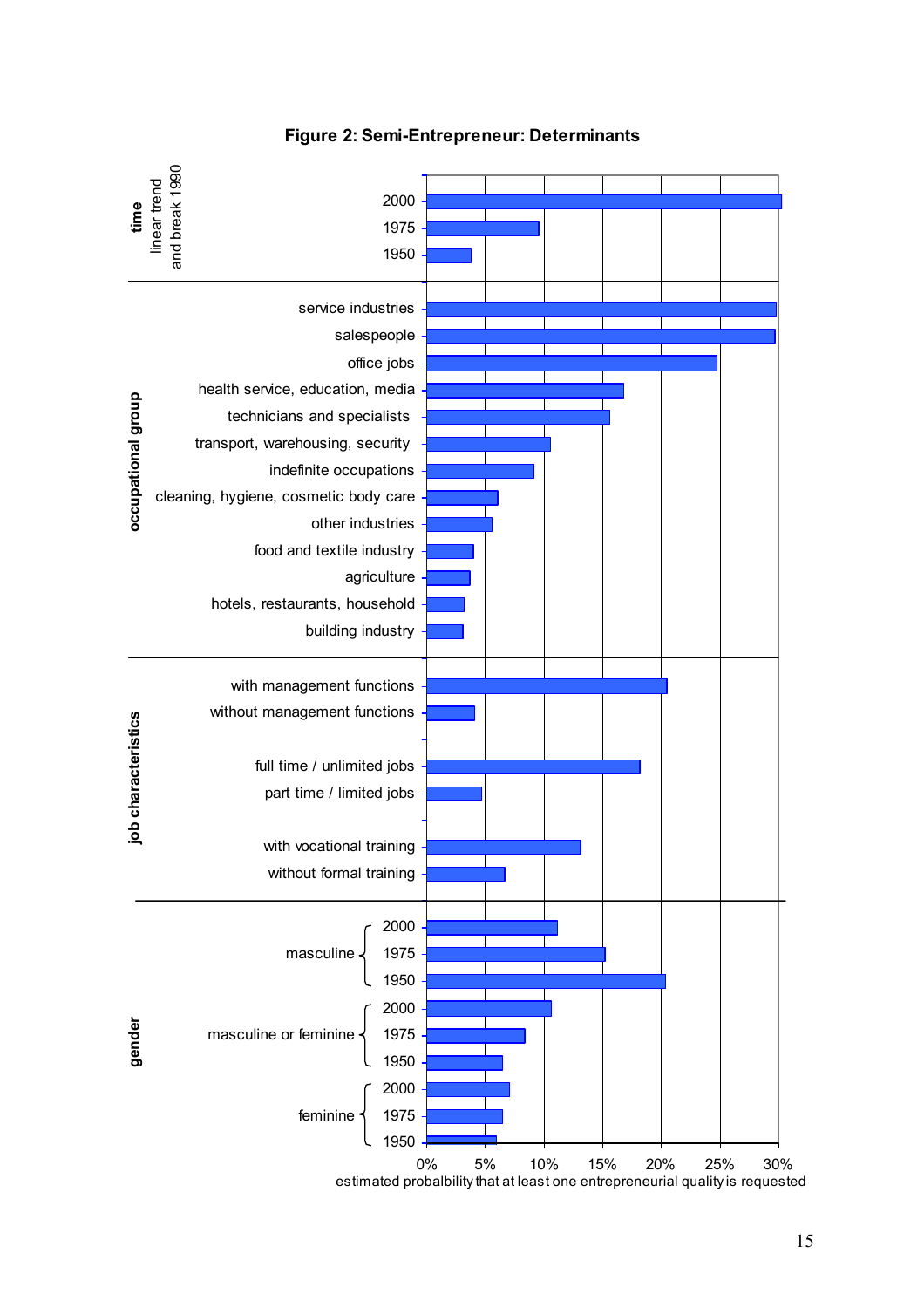**Figure 2: Semi-Entrepreneur: Determinants**

time — linear trend and break 1990
- 2000
- 1975
- 1950

occupational group
- service industries
- salespeople
- office jobs
- health service, education, media
- technicians and specialists
- transport, warehousing, security
- indefinite occupations
- cleaning, hygiene, cosmetic body care
- other industries
- food and textile industry
- agriculture
- hotels, restaurants, household
- building industry

job characteristics
- with management functions
- without management functions
- full time / unlimited jobs
- part time / limited jobs
- with vocational training
- without formal training

gender
- masculine: 2000, 1975, 1950
- masculine or feminine: 2000, 1975, 1950
- feminine: 2000, 1975, 1950

0% 5% 10% 15% 20% 25% 30%

estimated probalbility that at least one entrepreneurial quality is requested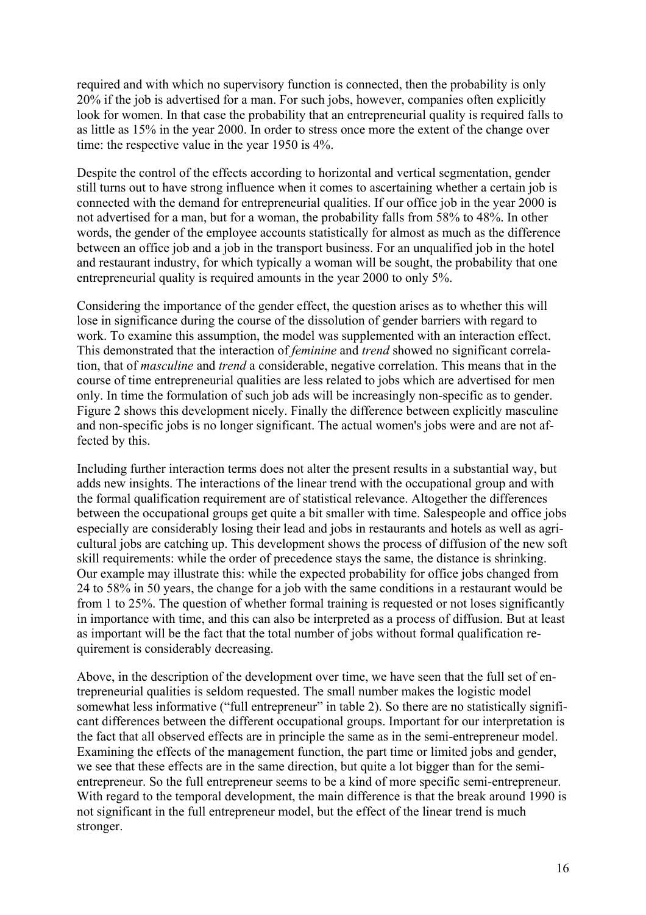required and with which no supervisory function is connected, then the probability is only 20% if the job is advertised for a man. For such jobs, however, companies often explicitly look for women. In that case the probability that an entrepreneurial quality is required falls to as little as 15% in the year 2000. In order to stress once more the extent of the change over time: the respective value in the year 1950 is 4%.

Despite the control of the effects according to horizontal and vertical segmentation, gender still turns out to have strong influence when it comes to ascertaining whether a certain job is connected with the demand for entrepreneurial qualities. If our office job in the year 2000 is not advertised for a man, but for a woman, the probability falls from 58% to 48%. In other words, the gender of the employee accounts statistically for almost as much as the difference between an office job and a job in the transport business. For an unqualified job in the hotel and restaurant industry, for which typically a woman will be sought, the probability that one entrepreneurial quality is required amounts in the year 2000 to only 5%.

Considering the importance of the gender effect, the question arises as to whether this will lose in significance during the course of the dissolution of gender barriers with regard to work. To examine this assumption, the model was supplemented with an interaction effect. This demonstrated that the interaction of *feminine* and *trend* showed no significant correlation, that of *masculine* and *trend* a considerable, negative correlation. This means that in the course of time entrepreneurial qualities are less related to jobs which are advertised for men only. In time the formulation of such job ads will be increasingly non-specific as to gender. Figure 2 shows this development nicely. Finally the difference between explicitly masculine and non-specific jobs is no longer significant. The actual women's jobs were and are not affected by this.

Including further interaction terms does not alter the present results in a substantial way, but adds new insights. The interactions of the linear trend with the occupational group and with the formal qualification requirement are of statistical relevance. Altogether the differences between the occupational groups get quite a bit smaller with time. Salespeople and office jobs especially are considerably losing their lead and jobs in restaurants and hotels as well as agricultural jobs are catching up. This development shows the process of diffusion of the new soft skill requirements: while the order of precedence stays the same, the distance is shrinking. Our example may illustrate this: while the expected probability for office jobs changed from 24 to 58% in 50 years, the change for a job with the same conditions in a restaurant would be from 1 to 25%. The question of whether formal training is requested or not loses significantly in importance with time, and this can also be interpreted as a process of diffusion. But at least as important will be the fact that the total number of jobs without formal qualification requirement is considerably decreasing.

Above, in the description of the development over time, we have seen that the full set of entrepreneurial qualities is seldom requested. The small number makes the logistic model somewhat less informative ("full entrepreneur" in table 2). So there are no statistically significant differences between the different occupational groups. Important for our interpretation is the fact that all observed effects are in principle the same as in the semi-entrepreneur model. Examining the effects of the management function, the part time or limited jobs and gender, we see that these effects are in the same direction, but quite a lot bigger than for the semi-entrepreneur. So the full entrepreneur seems to be a kind of more specific semi-entrepreneur. With regard to the temporal development, the main difference is that the break around 1990 is not significant in the full entrepreneur model, but the effect of the linear trend is much stronger.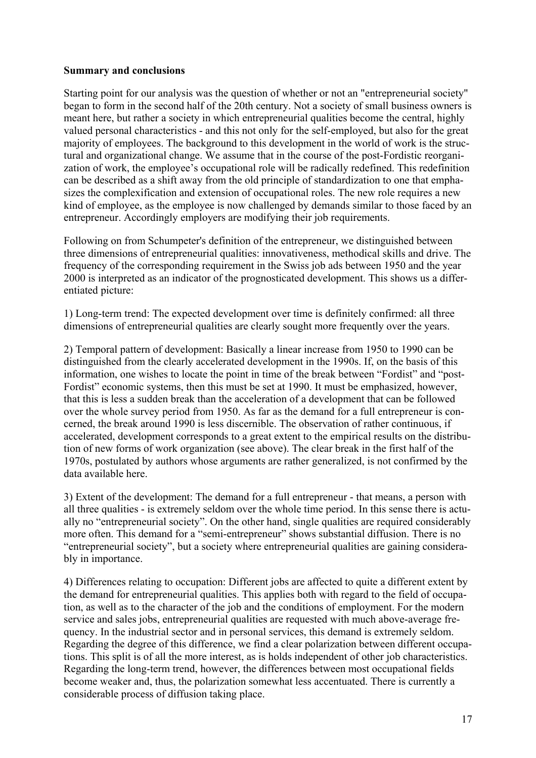**Summary and conclusions**

Starting point for our analysis was the question of whether or not an "entrepreneurial society" began to form in the second half of the 20th century. Not a society of small business owners is meant here, but rather a society in which entrepreneurial qualities become the central, highly valued personal characteristics - and this not only for the self-employed, but also for the great majority of employees. The background to this development in the world of work is the structural and organizational change. We assume that in the course of the post-Fordistic reorganization of work, the employee's occupational role will be radically redefined. This redefinition can be described as a shift away from the old principle of standardization to one that emphasizes the complexification and extension of occupational roles. The new role requires a new kind of employee, as the employee is now challenged by demands similar to those faced by an entrepreneur. Accordingly employers are modifying their job requirements.

Following on from Schumpeter's definition of the entrepreneur, we distinguished between three dimensions of entrepreneurial qualities: innovativeness, methodical skills and drive. The frequency of the corresponding requirement in the Swiss job ads between 1950 and the year 2000 is interpreted as an indicator of the prognosticated development. This shows us a differentiated picture:

1) Long-term trend: The expected development over time is definitely confirmed: all three dimensions of entrepreneurial qualities are clearly sought more frequently over the years.

2) Temporal pattern of development: Basically a linear increase from 1950 to 1990 can be distinguished from the clearly accelerated development in the 1990s. If, on the basis of this information, one wishes to locate the point in time of the break between "Fordist" and "post-Fordist" economic systems, then this must be set at 1990. It must be emphasized, however, that this is less a sudden break than the acceleration of a development that can be followed over the whole survey period from 1950. As far as the demand for a full entrepreneur is concerned, the break around 1990 is less discernible. The observation of rather continuous, if accelerated, development corresponds to a great extent to the empirical results on the distribution of new forms of work organization (see above). The clear break in the first half of the 1970s, postulated by authors whose arguments are rather generalized, is not confirmed by the data available here.

3) Extent of the development: The demand for a full entrepreneur - that means, a person with all three qualities - is extremely seldom over the whole time period. In this sense there is actually no "entrepreneurial society". On the other hand, single qualities are required considerably more often. This demand for a "semi-entrepreneur" shows substantial diffusion. There is no "entrepreneurial society", but a society where entrepreneurial qualities are gaining considerably in importance.

4) Differences relating to occupation: Different jobs are affected to quite a different extent by the demand for entrepreneurial qualities. This applies both with regard to the field of occupation, as well as to the character of the job and the conditions of employment. For the modern service and sales jobs, entrepreneurial qualities are requested with much above-average frequency. In the industrial sector and in personal services, this demand is extremely seldom. Regarding the degree of this difference, we find a clear polarization between different occupations. This split is of all the more interest, as is holds independent of other job characteristics. Regarding the long-term trend, however, the differences between most occupational fields become weaker and, thus, the polarization somewhat less accentuated. There is currently a considerable process of diffusion taking place.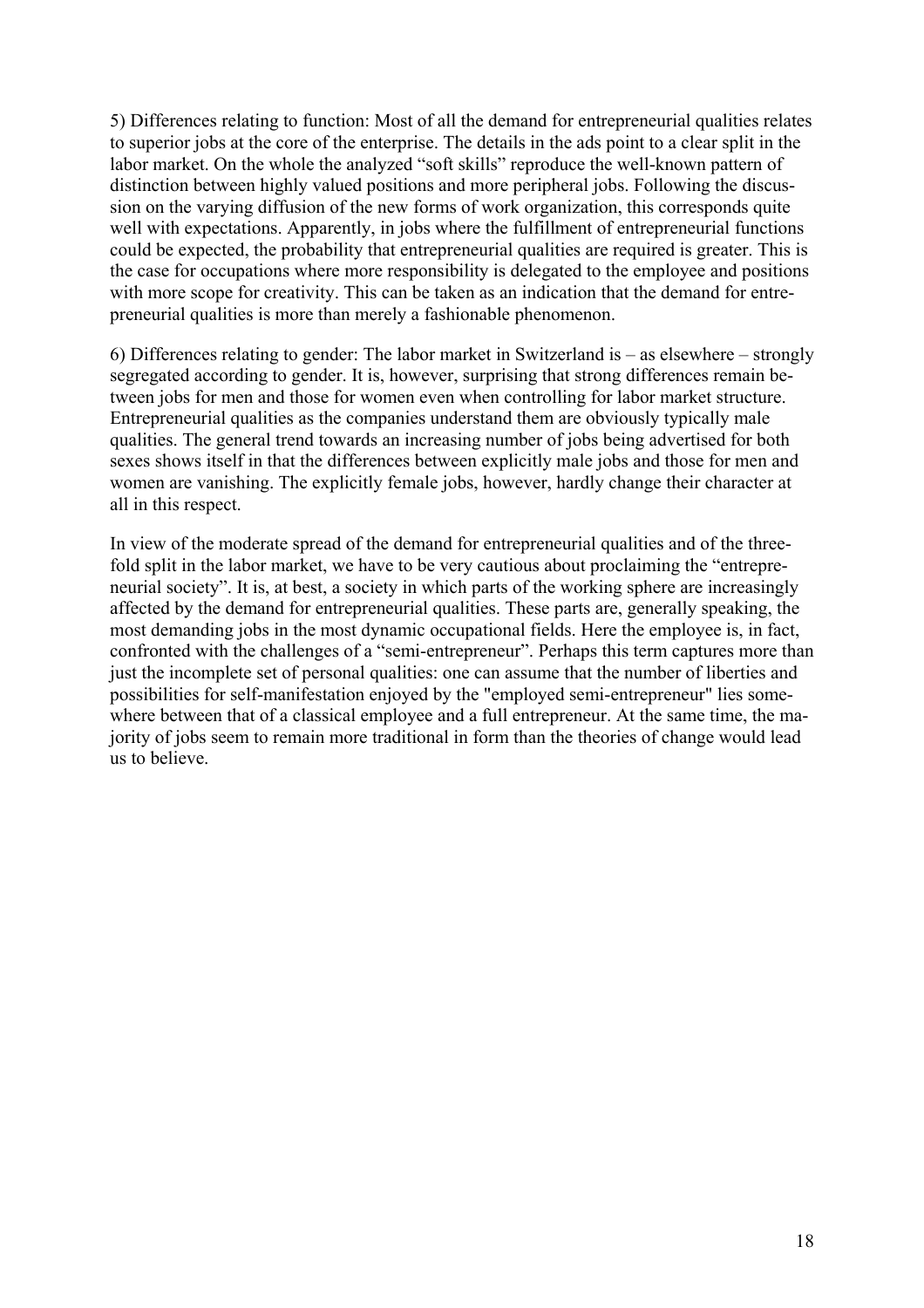5) Differences relating to function: Most of all the demand for entrepreneurial qualities relates to superior jobs at the core of the enterprise. The details in the ads point to a clear split in the labor market. On the whole the analyzed "soft skills" reproduce the well-known pattern of distinction between highly valued positions and more peripheral jobs. Following the discussion on the varying diffusion of the new forms of work organization, this corresponds quite well with expectations. Apparently, in jobs where the fulfillment of entrepreneurial functions could be expected, the probability that entrepreneurial qualities are required is greater. This is the case for occupations where more responsibility is delegated to the employee and positions with more scope for creativity. This can be taken as an indication that the demand for entrepreneurial qualities is more than merely a fashionable phenomenon.

6) Differences relating to gender: The labor market in Switzerland is – as elsewhere – strongly segregated according to gender. It is, however, surprising that strong differences remain between jobs for men and those for women even when controlling for labor market structure. Entrepreneurial qualities as the companies understand them are obviously typically male qualities. The general trend towards an increasing number of jobs being advertised for both sexes shows itself in that the differences between explicitly male jobs and those for men and women are vanishing. The explicitly female jobs, however, hardly change their character at all in this respect.

In view of the moderate spread of the demand for entrepreneurial qualities and of the threefold split in the labor market, we have to be very cautious about proclaiming the "entrepreneurial society". It is, at best, a society in which parts of the working sphere are increasingly affected by the demand for entrepreneurial qualities. These parts are, generally speaking, the most demanding jobs in the most dynamic occupational fields. Here the employee is, in fact, confronted with the challenges of a "semi-entrepreneur". Perhaps this term captures more than just the incomplete set of personal qualities: one can assume that the number of liberties and possibilities for self-manifestation enjoyed by the "employed semi-entrepreneur" lies somewhere between that of a classical employee and a full entrepreneur. At the same time, the majority of jobs seem to remain more traditional in form than the theories of change would lead us to believe.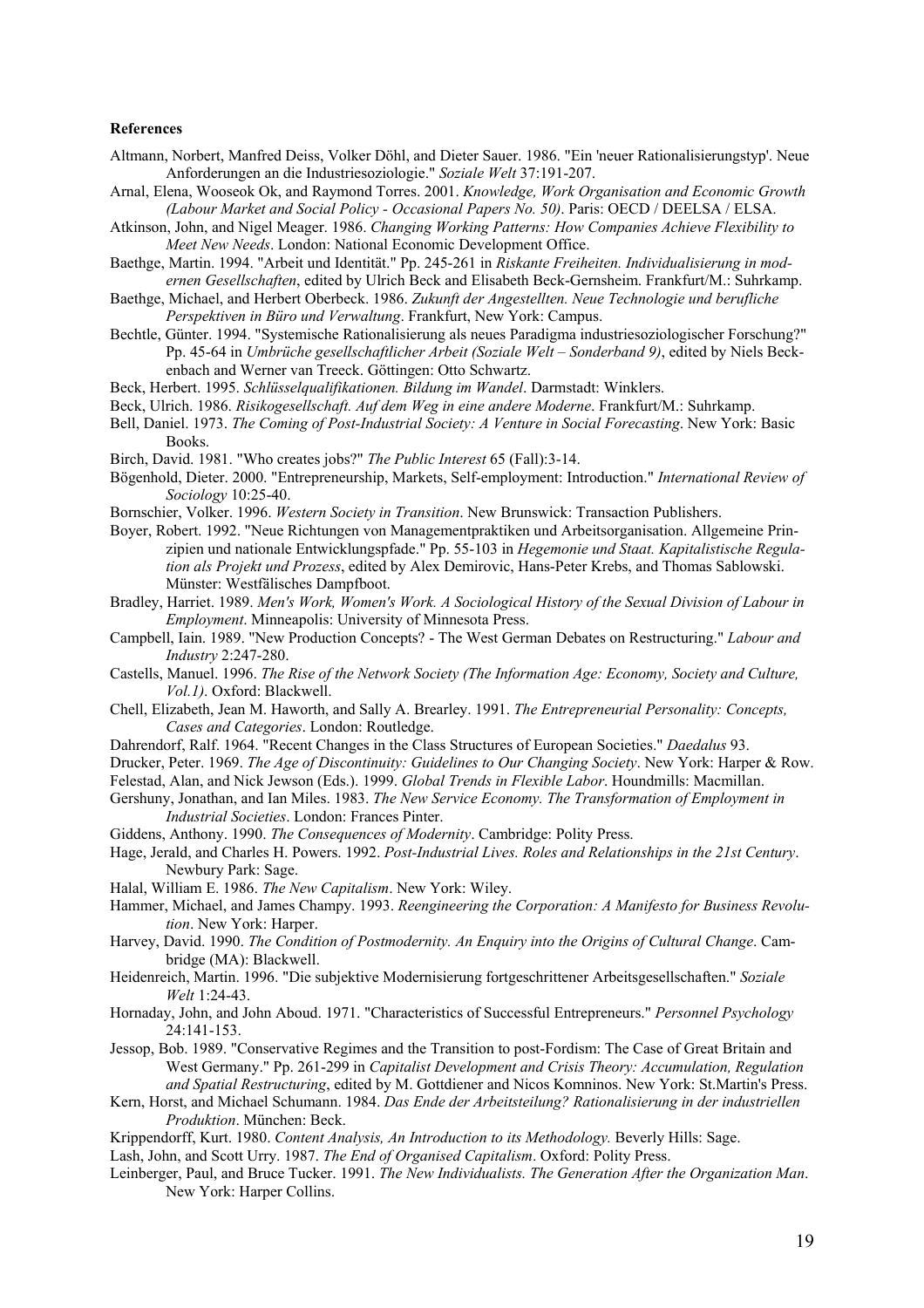**References**

Altmann, Norbert, Manfred Deiss, Volker Döhl, and Dieter Sauer. 1986. "Ein 'neuer Rationalisierungstyp'. Neue Anforderungen an die Industriesoziologie." *Soziale Welt* 37:191-207.

Arnal, Elena, Wooseok Ok, and Raymond Torres. 2001. *Knowledge, Work Organisation and Economic Growth (Labour Market and Social Policy - Occasional Papers No. 50)*. Paris: OECD / DEELSA / ELSA.

Atkinson, John, and Nigel Meager. 1986. *Changing Working Patterns: How Companies Achieve Flexibility to Meet New Needs*. London: National Economic Development Office.

Baethge, Martin. 1994. "Arbeit und Identität." Pp. 245-261 in *Riskante Freiheiten. Individualisierung in modernen Gesellschaften*, edited by Ulrich Beck and Elisabeth Beck-Gernsheim. Frankfurt/M.: Suhrkamp.

Baethge, Michael, and Herbert Oberbeck. 1986. *Zukunft der Angestellten. Neue Technologie und berufliche Perspektiven in Büro und Verwaltung*. Frankfurt, New York: Campus.

Bechtle, Günter. 1994. "Systemische Rationalisierung als neues Paradigma industriesoziologischer Forschung?" Pp. 45-64 in *Umbrüche gesellschaftlicher Arbeit (Soziale Welt – Sonderband 9)*, edited by Niels Beckenbach and Werner van Treeck. Göttingen: Otto Schwartz.

Beck, Herbert. 1995. *Schlüsselqualifikationen. Bildung im Wandel*. Darmstadt: Winklers.

Beck, Ulrich. 1986. *Risikogesellschaft. Auf dem Weg in eine andere Moderne*. Frankfurt/M.: Suhrkamp.

Bell, Daniel. 1973. *The Coming of Post-Industrial Society: A Venture in Social Forecasting*. New York: Basic Books.

Birch, David. 1981. "Who creates jobs?" *The Public Interest* 65 (Fall):3-14.

Bögenhold, Dieter. 2000. "Entrepreneurship, Markets, Self-employment: Introduction." *International Review of Sociology* 10:25-40.

Bornschier, Volker. 1996. *Western Society in Transition*. New Brunswick: Transaction Publishers.

Boyer, Robert. 1992. "Neue Richtungen von Managementpraktiken und Arbeitsorganisation. Allgemeine Prinzipien und nationale Entwicklungspfade." Pp. 55-103 in *Hegemonie und Staat. Kapitalistische Regulation als Projekt und Prozess*, edited by Alex Demirovic, Hans-Peter Krebs, and Thomas Sablowski. Münster: Westfälisches Dampfboot.

Bradley, Harriet. 1989. *Men's Work, Women's Work. A Sociological History of the Sexual Division of Labour in Employment*. Minneapolis: University of Minnesota Press.

Campbell, Iain. 1989. "New Production Concepts? - The West German Debates on Restructuring." *Labour and Industry* 2:247-280.

Castells, Manuel. 1996. *The Rise of the Network Society (The Information Age: Economy, Society and Culture, Vol.1)*. Oxford: Blackwell.

Chell, Elizabeth, Jean M. Haworth, and Sally A. Brearley. 1991. *The Entrepreneurial Personality: Concepts, Cases and Categories*. London: Routledge.

Dahrendorf, Ralf. 1964. "Recent Changes in the Class Structures of European Societies." *Daedalus* 93.

Drucker, Peter. 1969. *The Age of Discontinuity: Guidelines to Our Changing Society*. New York: Harper & Row.

Felestad, Alan, and Nick Jewson (Eds.). 1999. *Global Trends in Flexible Labor*. Houndmills: Macmillan.

Gershuny, Jonathan, and Ian Miles. 1983. *The New Service Economy. The Transformation of Employment in Industrial Societies*. London: Frances Pinter.

Giddens, Anthony. 1990. *The Consequences of Modernity*. Cambridge: Polity Press.

Hage, Jerald, and Charles H. Powers. 1992. *Post-Industrial Lives. Roles and Relationships in the 21st Century*. Newbury Park: Sage.

Halal, William E. 1986. *The New Capitalism*. New York: Wiley.

Hammer, Michael, and James Champy. 1993. *Reengineering the Corporation: A Manifesto for Business Revolution*. New York: Harper.

Harvey, David. 1990. *The Condition of Postmodernity. An Enquiry into the Origins of Cultural Change*. Cambridge (MA): Blackwell.

Heidenreich, Martin. 1996. "Die subjektive Modernisierung fortgeschrittener Arbeitsgesellschaften." *Soziale Welt* 1:24-43.

Hornaday, John, and John Aboud. 1971. "Characteristics of Successful Entrepreneurs." *Personnel Psychology* 24:141-153.

Jessop, Bob. 1989. "Conservative Regimes and the Transition to post-Fordism: The Case of Great Britain and West Germany." Pp. 261-299 in *Capitalist Development and Crisis Theory: Accumulation, Regulation and Spatial Restructuring*, edited by M. Gottdiener and Nicos Komninos. New York: St.Martin's Press.

Kern, Horst, and Michael Schumann. 1984. *Das Ende der Arbeitsteilung? Rationalisierung in der industriellen Produktion*. München: Beck.

Krippendorff, Kurt. 1980. *Content Analysis, An Introduction to its Methodology.* Beverly Hills: Sage.

Lash, John, and Scott Urry. 1987. *The End of Organised Capitalism*. Oxford: Polity Press.

Leinberger, Paul, and Bruce Tucker. 1991. *The New Individualists. The Generation After the Organization Man*. New York: Harper Collins.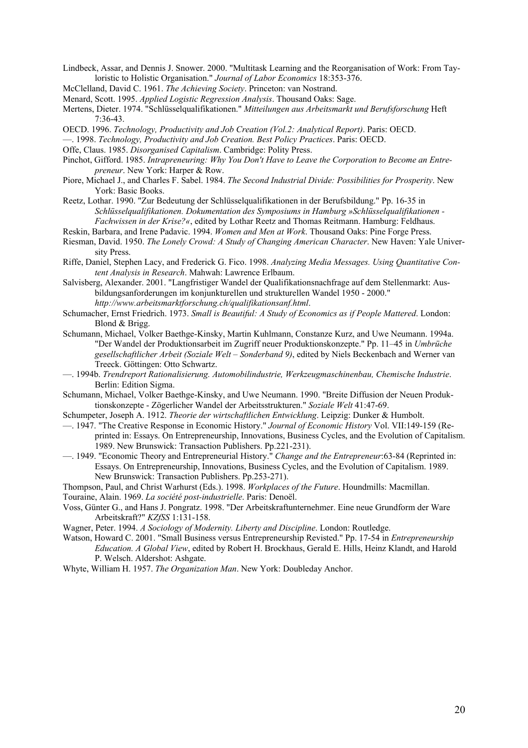Lindbeck, Assar, and Dennis J. Snower. 2000. "Multitask Learning and the Reorganisation of Work: From Tayloristic to Holistic Organisation." *Journal of Labor Economics* 18:353-376.

McClelland, David C. 1961. *The Achieving Society*. Princeton: van Nostrand.

Menard, Scott. 1995. *Applied Logistic Regression Analysis*. Thousand Oaks: Sage.

Mertens, Dieter. 1974. "Schlüsselqualifikationen." *Mitteilungen aus Arbeitsmarkt und Berufsforschung* Heft 7:36-43.

OECD. 1996. *Technology, Productivity and Job Creation (Vol.2: Analytical Report)*. Paris: OECD.

—. 1998. *Technology, Productivity and Job Creation. Best Policy Practices*. Paris: OECD.

Offe, Claus. 1985. *Disorganised Capitalism*. Cambridge: Polity Press.

Pinchot, Gifford. 1985. *Intrapreneuring: Why You Don't Have to Leave the Corporation to Become an Entrepreneur*. New York: Harper & Row.

Piore, Michael J., and Charles F. Sabel. 1984. *The Second Industrial Divide: Possibilities for Prosperity*. New York: Basic Books.

Reetz, Lothar. 1990. "Zur Bedeutung der Schlüsselqualifikationen in der Berufsbildung." Pp. 16-35 in *Schlüsselqualifikationen. Dokumentation des Symposiums in Hamburg »Schlüsselqualifikationen - Fachwissen in der Krise?«*, edited by Lothar Reetz and Thomas Reitmann. Hamburg: Feldhaus.

Reskin, Barbara, and Irene Padavic. 1994. *Women and Men at Work*. Thousand Oaks: Pine Forge Press.

Riesman, David. 1950. *The Lonely Crowd: A Study of Changing American Character*. New Haven: Yale University Press.

Riffe, Daniel, Stephen Lacy, and Frederick G. Fico. 1998. *Analyzing Media Messages. Using Quantitative Content Analysis in Research*. Mahwah: Lawrence Erlbaum.

Salvisberg, Alexander. 2001. "Langfristiger Wandel der Qualifikationsnachfrage auf dem Stellenmarkt: Ausbildungsanforderungen im konjunkturellen und strukturellen Wandel 1950 - 2000." *http://www.arbeitsmarktforschung.ch/qualifikationsanf.html*.

Schumacher, Ernst Friedrich. 1973. *Small is Beautiful: A Study of Economics as if People Mattered*. London: Blond & Brigg.

Schumann, Michael, Volker Baethge-Kinsky, Martin Kuhlmann, Constanze Kurz, and Uwe Neumann. 1994a. "Der Wandel der Produktionsarbeit im Zugriff neuer Produktionskonzepte." Pp. 11–45 in *Umbrüche gesellschaftlicher Arbeit (Soziale Welt – Sonderband 9)*, edited by Niels Beckenbach and Werner van Treeck. Göttingen: Otto Schwartz.

—. 1994b. *Trendreport Rationalisierung. Automobilindustrie, Werkzeugmaschinenbau, Chemische Industrie*. Berlin: Edition Sigma.

Schumann, Michael, Volker Baethge-Kinsky, and Uwe Neumann. 1990. "Breite Diffusion der Neuen Produktionskonzepte - Zögerlicher Wandel der Arbeitsstrukturen." *Soziale Welt* 41:47-69.

Schumpeter, Joseph A. 1912. *Theorie der wirtschaftlichen Entwicklung*. Leipzig: Dunker & Humbolt.

—. 1947. "The Creative Response in Economic History." *Journal of Economic History* Vol. VII:149-159 (Reprinted in: Essays. On Entrepreneurship, Innovations, Business Cycles, and the Evolution of Capitalism. 1989. New Brunswick: Transaction Publishers. Pp.221-231).

—. 1949. "Economic Theory and Entrepreneurial History." *Change and the Entrepreneur*:63-84 (Reprinted in: Essays. On Entrepreneurship, Innovations, Business Cycles, and the Evolution of Capitalism. 1989. New Brunswick: Transaction Publishers. Pp.253-271).

Thompson, Paul, and Christ Warhurst (Eds.). 1998. *Workplaces of the Future*. Houndmills: Macmillan.

Touraine, Alain. 1969. *La société post-industrielle*. Paris: Denoël.

Voss, Günter G., and Hans J. Pongratz. 1998. "Der Arbeitskraftunternehmer. Eine neue Grundform der Ware Arbeitskraft?" *KZfSS* 1:131-158.

Wagner, Peter. 1994. *A Sociology of Modernity. Liberty and Discipline*. London: Routledge.

Watson, Howard C. 2001. "Small Business versus Entrepreneurship Revisted." Pp. 17-54 in *Entrepreneurship Education. A Global View*, edited by Robert H. Brockhaus, Gerald E. Hills, Heinz Klandt, and Harold P. Welsch. Aldershot: Ashgate.

Whyte, William H. 1957. *The Organization Man*. New York: Doubleday Anchor.